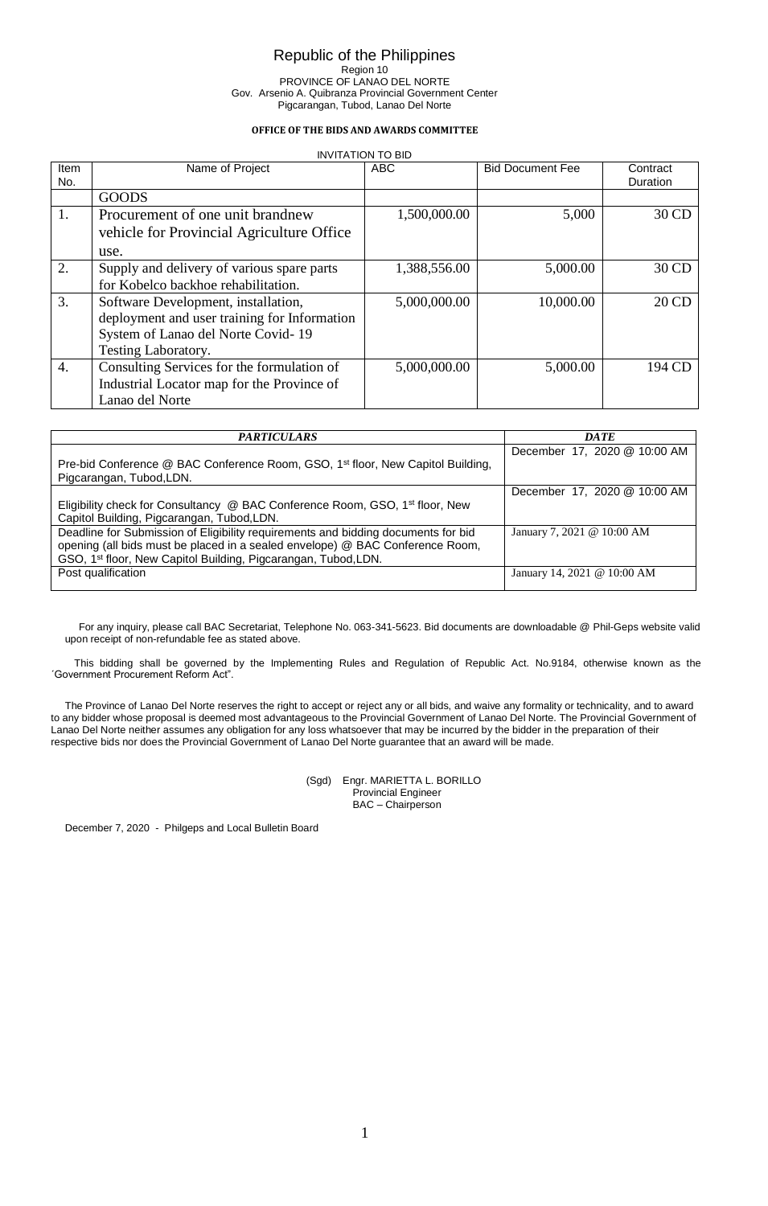Republic of the Philippines
Region 10
PROVINCE OF LANAO DEL NORTE
Gov. Arsenio A. Quibranza Provincial Government Center
Pigcarangan, Tubod, Lanao Del Norte

**OFFICE OF THE BIDS AND AWARDS COMMITTEE**

INVITATION TO BID

| Item No. | Name of Project | ABC | Bid Document Fee | Contract Duration |
|---|---|---|---|---|
| | GOODS | | | |
| 1. | Procurement of one unit brandnew vehicle for Provincial Agriculture Office use. | 1,500,000.00 | 5,000 | 30 CD |
| 2. | Supply and delivery of various spare parts for Kobelco backhoe rehabilitation. | 1,388,556.00 | 5,000.00 | 30 CD |
| 3. | Software Development, installation, deployment and user training for Information System of Lanao del Norte Covid- 19 Testing Laboratory. | 5,000,000.00 | 10,000.00 | 20 CD |
| 4. | Consulting Services for the formulation of Industrial Locator map for the Province of Lanao del Norte | 5,000,000.00 | 5,000.00 | 194 CD |

| *PARTICULARS* | *DATE* |
|---|---|
| Pre-bid Conference @ BAC Conference Room, GSO, 1st floor, New Capitol Building, Pigcarangan, Tubod,LDN. | December 17, 2020 @ 10:00 AM |
| Eligibility check for Consultancy @ BAC Conference Room, GSO, 1st floor, New Capitol Building, Pigcarangan, Tubod,LDN. | December 17, 2020 @ 10:00 AM |
| Deadline for Submission of Eligibility requirements and bidding documents for bid opening (all bids must be placed in a sealed envelope) @ BAC Conference Room, GSO, 1st floor, New Capitol Building, Pigcarangan, Tubod,LDN. | January 7, 2021 @ 10:00 AM |
| Post qualification | January 14, 2021 @ 10:00 AM |

For any inquiry, please call BAC Secretariat, Telephone No. 063-341-5623. Bid documents are downloadable @ Phil-Geps website valid upon receipt of non-refundable fee as stated above.

This bidding shall be governed by the Implementing Rules and Regulation of Republic Act. No.9184, otherwise known as the ´Government Procurement Reform Act".

The Province of Lanao Del Norte reserves the right to accept or reject any or all bids, and waive any formality or technicality, and to award to any bidder whose proposal is deemed most advantageous to the Provincial Government of Lanao Del Norte. The Provincial Government of Lanao Del Norte neither assumes any obligation for any loss whatsoever that may be incurred by the bidder in the preparation of their respective bids nor does the Provincial Government of Lanao Del Norte guarantee that an award will be made.

(Sgd) Engr. MARIETTA L. BORILLO
Provincial Engineer
BAC – Chairperson

December 7, 2020 - Philgeps and Local Bulletin Board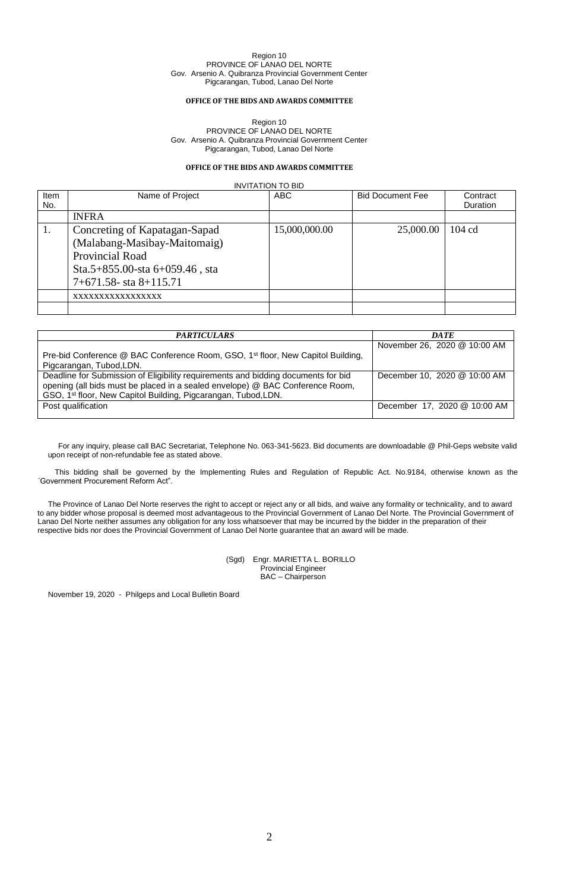Region 10
PROVINCE OF LANAO DEL NORTE
Gov. Arsenio A. Quibranza Provincial Government Center
Pigcarangan, Tubod, Lanao Del Norte

**OFFICE OF THE BIDS AND AWARDS COMMITTEE**

Region 10
PROVINCE OF LANAO DEL NORTE
Gov. Arsenio A. Quibranza Provincial Government Center
Pigcarangan, Tubod, Lanao Del Norte

**OFFICE OF THE BIDS AND AWARDS COMMITTEE**

INVITATION TO BID

| Item No. | Name of Project | ABC | Bid Document Fee | Contract Duration |
|---|---|---|---|---|
| | INFRA | | | |
| 1. | Concreting of Kapatagan-Sapad (Malabang-Masibay-Maitomaig) Provincial Road Sta.5+855.00-sta 6+059.46 , sta 7+671.58- sta 8+115.71 | 15,000,000.00 | 25,000.00 | 104 cd |
| | xxxxxxxxxxxxxxxx | | | |
| | | | | |

| *PARTICULARS* | *DATE* |
|---|---|
| Pre-bid Conference @ BAC Conference Room, GSO, 1st floor, New Capitol Building, Pigcarangan, Tubod,LDN. | November 26, 2020 @ 10:00 AM |
| Deadline for Submission of Eligibility requirements and bidding documents for bid opening (all bids must be placed in a sealed envelope) @ BAC Conference Room, GSO, 1st floor, New Capitol Building, Pigcarangan, Tubod,LDN. | December 10, 2020 @ 10:00 AM |
| Post qualification | December 17, 2020 @ 10:00 AM |

For any inquiry, please call BAC Secretariat, Telephone No. 063-341-5623. Bid documents are downloadable @ Phil-Geps website valid upon receipt of non-refundable fee as stated above.

This bidding shall be governed by the Implementing Rules and Regulation of Republic Act. No.9184, otherwise known as the ´Government Procurement Reform Act".

The Province of Lanao Del Norte reserves the right to accept or reject any or all bids, and waive any formality or technicality, and to award to any bidder whose proposal is deemed most advantageous to the Provincial Government of Lanao Del Norte. The Provincial Government of Lanao Del Norte neither assumes any obligation for any loss whatsoever that may be incurred by the bidder in the preparation of their respective bids nor does the Provincial Government of Lanao Del Norte guarantee that an award will be made.

(Sgd) Engr. MARIETTA L. BORILLO
Provincial Engineer
BAC – Chairperson

November 19, 2020 - Philgeps and Local Bulletin Board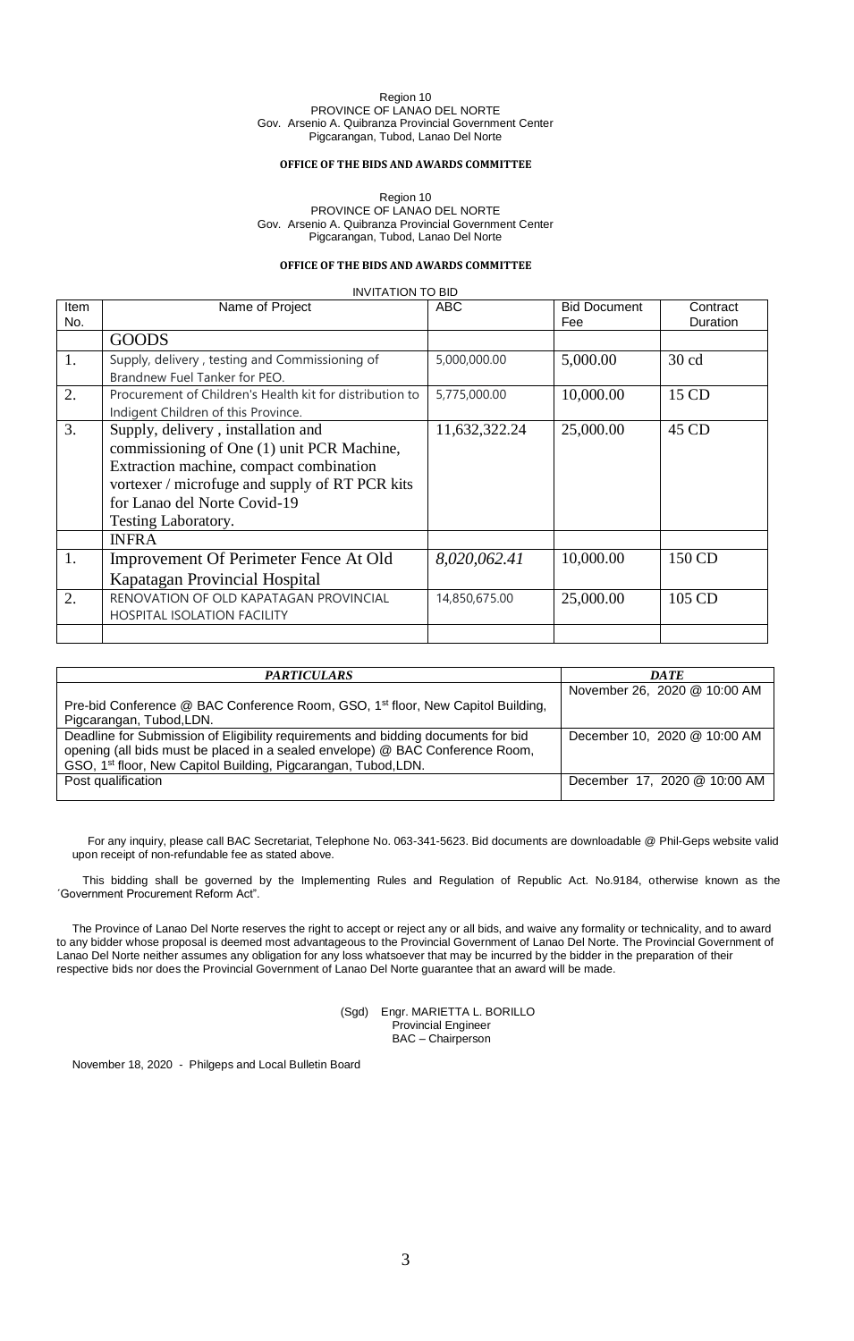Region 10
PROVINCE OF LANAO DEL NORTE
Gov. Arsenio A. Quibranza Provincial Government Center
Pigcarangan, Tubod, Lanao Del Norte

**OFFICE OF THE BIDS AND AWARDS COMMITTEE**

Region 10
PROVINCE OF LANAO DEL NORTE
Gov. Arsenio A. Quibranza Provincial Government Center
Pigcarangan, Tubod, Lanao Del Norte

**OFFICE OF THE BIDS AND AWARDS COMMITTEE**

INVITATION TO BID

| Item No. | Name of Project | ABC | Bid Document Fee | Contract Duration |
|---|---|---|---|---|
| | GOODS | | | |
| 1. | Supply, delivery , testing and Commissioning of Brandnew Fuel Tanker for PEO. | 5,000,000.00 | 5,000.00 | 30 cd |
| 2. | Procurement of Children's Health kit for distribution to Indigent Children of this Province. | 5,775,000.00 | 10,000.00 | 15 CD |
| 3. | Supply, delivery , installation and commissioning of One (1) unit PCR Machine, Extraction machine, compact combination vortexer / microfuge and supply of RT PCR kits for Lanao del Norte Covid-19 Testing Laboratory. | 11,632,322.24 | 25,000.00 | 45 CD |
| | INFRA | | | |
| 1. | Improvement Of Perimeter Fence At Old Kapatagan Provincial Hospital | *8,020,062.41* | 10,000.00 | 150 CD |
| 2. | RENOVATION OF OLD KAPATAGAN PROVINCIAL HOSPITAL ISOLATION FACILITY | 14,850,675.00 | 25,000.00 | 105 CD |
| | | | | |

| ***PARTICULARS*** | ***DATE*** |
|---|---|
| Pre-bid Conference @ BAC Conference Room, GSO, 1st floor, New Capitol Building, Pigcarangan, Tubod,LDN. | November 26, 2020 @ 10:00 AM |
| Deadline for Submission of Eligibility requirements and bidding documents for bid opening (all bids must be placed in a sealed envelope) @ BAC Conference Room, GSO, 1st floor, New Capitol Building, Pigcarangan, Tubod,LDN. | December 10, 2020 @ 10:00 AM |
| Post qualification | December 17, 2020 @ 10:00 AM |

For any inquiry, please call BAC Secretariat, Telephone No. 063-341-5623. Bid documents are downloadable @ Phil-Geps website valid upon receipt of non-refundable fee as stated above.

This bidding shall be governed by the Implementing Rules and Regulation of Republic Act. No.9184, otherwise known as the ´Government Procurement Reform Act".

The Province of Lanao Del Norte reserves the right to accept or reject any or all bids, and waive any formality or technicality, and to award to any bidder whose proposal is deemed most advantageous to the Provincial Government of Lanao Del Norte. The Provincial Government of Lanao Del Norte neither assumes any obligation for any loss whatsoever that may be incurred by the bidder in the preparation of their respective bids nor does the Provincial Government of Lanao Del Norte guarantee that an award will be made.

(Sgd) Engr. MARIETTA L. BORILLO
Provincial Engineer
BAC – Chairperson

November 18, 2020 - Philgeps and Local Bulletin Board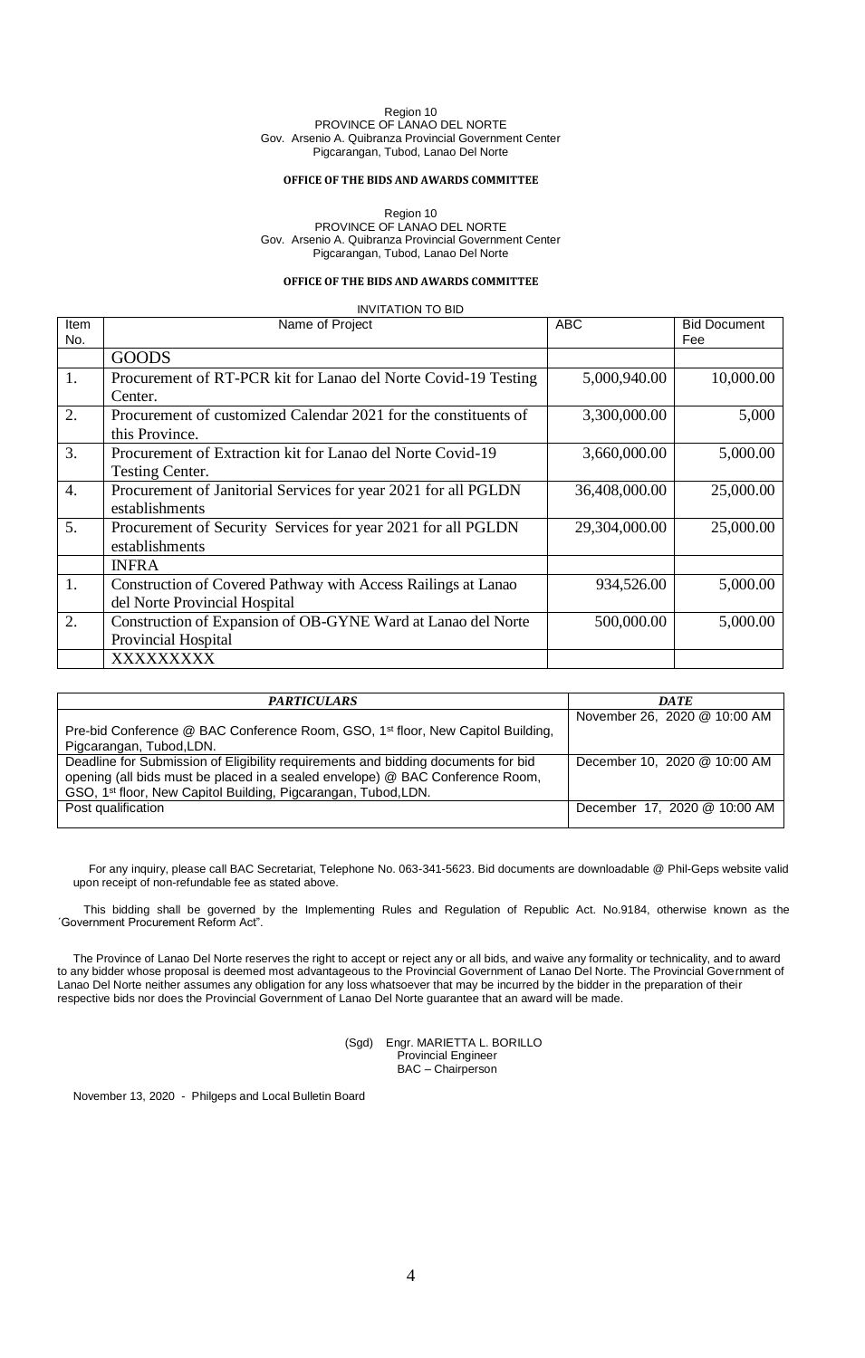Region 10
PROVINCE OF LANAO DEL NORTE
Gov. Arsenio A. Quibranza Provincial Government Center
Pigcarangan, Tubod, Lanao Del Norte

**OFFICE OF THE BIDS AND AWARDS COMMITTEE**

Region 10
PROVINCE OF LANAO DEL NORTE
Gov. Arsenio A. Quibranza Provincial Government Center
Pigcarangan, Tubod, Lanao Del Norte

**OFFICE OF THE BIDS AND AWARDS COMMITTEE**

INVITATION TO BID

| Item No. | Name of Project | ABC | Bid Document Fee |
|---|---|---|---|
| | GOODS | | |
| 1. | Procurement of RT-PCR kit for Lanao del Norte Covid-19 Testing Center. | 5,000,940.00 | 10,000.00 |
| 2. | Procurement of customized Calendar 2021 for the constituents of this Province. | 3,300,000.00 | 5,000 |
| 3. | Procurement of Extraction kit for Lanao del Norte Covid-19 Testing Center. | 3,660,000.00 | 5,000.00 |
| 4. | Procurement of Janitorial Services for year 2021 for all PGLDN establishments | 36,408,000.00 | 25,000.00 |
| 5. | Procurement of Security Services for year 2021 for all PGLDN establishments | 29,304,000.00 | 25,000.00 |
| | INFRA | | |
| 1. | Construction of Covered Pathway with Access Railings at Lanao del Norte Provincial Hospital | 934,526.00 | 5,000.00 |
| 2. | Construction of Expansion of OB-GYNE Ward at Lanao del Norte Provincial Hospital | 500,000.00 | 5,000.00 |
| | XXXXXXXXX | | |

| *PARTICULARS* | *DATE* |
|---|---|
| Pre-bid Conference @ BAC Conference Room, GSO, 1st floor, New Capitol Building, Pigcarangan, Tubod,LDN. | November 26, 2020 @ 10:00 AM |
| Deadline for Submission of Eligibility requirements and bidding documents for bid opening (all bids must be placed in a sealed envelope) @ BAC Conference Room, GSO, 1st floor, New Capitol Building, Pigcarangan, Tubod,LDN. | December 10, 2020 @ 10:00 AM |
| Post qualification | December 17, 2020 @ 10:00 AM |

For any inquiry, please call BAC Secretariat, Telephone No. 063-341-5623. Bid documents are downloadable @ Phil-Geps website valid upon receipt of non-refundable fee as stated above.

This bidding shall be governed by the Implementing Rules and Regulation of Republic Act. No.9184, otherwise known as the ´Government Procurement Reform Act".

The Province of Lanao Del Norte reserves the right to accept or reject any or all bids, and waive any formality or technicality, and to award to any bidder whose proposal is deemed most advantageous to the Provincial Government of Lanao Del Norte. The Provincial Government of Lanao Del Norte neither assumes any obligation for any loss whatsoever that may be incurred by the bidder in the preparation of their respective bids nor does the Provincial Government of Lanao Del Norte guarantee that an award will be made.

(Sgd) Engr. MARIETTA L. BORILLO
Provincial Engineer
BAC – Chairperson

November 13, 2020 - Philgeps and Local Bulletin Board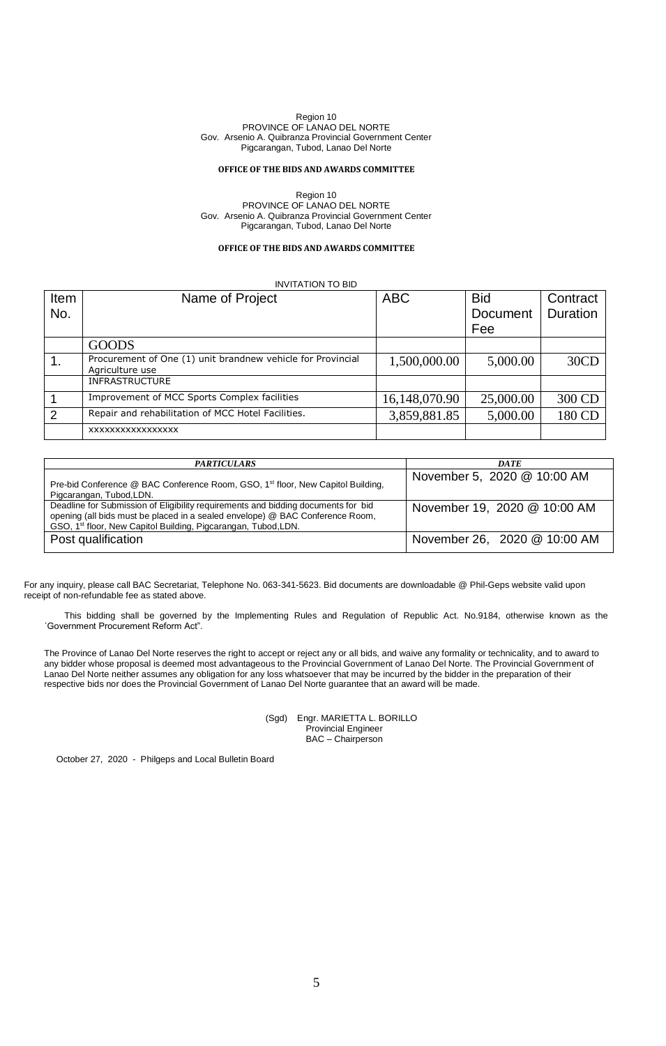Region 10
PROVINCE OF LANAO DEL NORTE
Gov. Arsenio A. Quibranza Provincial Government Center
Pigcarangan, Tubod, Lanao Del Norte

**OFFICE OF THE BIDS AND AWARDS COMMITTEE**

Region 10
PROVINCE OF LANAO DEL NORTE
Gov. Arsenio A. Quibranza Provincial Government Center
Pigcarangan, Tubod, Lanao Del Norte

**OFFICE OF THE BIDS AND AWARDS COMMITTEE**

INVITATION TO BID

| Item No. | Name of Project | ABC | Bid Document Fee | Contract Duration |
|---|---|---|---|---|
| | GOODS | | | |
| 1. | Procurement of One (1) unit brandnew vehicle for Provincial Agriculture use | 1,500,000.00 | 5,000.00 | 30CD |
| | INFRASTRUCTURE | | | |
| 1 | Improvement of MCC Sports Complex facilities | 16,148,070.90 | 25,000.00 | 300 CD |
| 2 | Repair and rehabilitation of MCC Hotel Facilities. | 3,859,881.85 | 5,000.00 | 180 CD |
| | xxxxxxxxxxxxxxxx | | | |

| *PARTICULARS* | *DATE* |
|---|---|
| Pre-bid Conference @ BAC Conference Room, GSO, 1st floor, New Capitol Building, Pigcarangan, Tubod,LDN. | November 5, 2020 @ 10:00 AM |
| Deadline for Submission of Eligibility requirements and bidding documents for bid opening (all bids must be placed in a sealed envelope) @ BAC Conference Room, GSO, 1st floor, New Capitol Building, Pigcarangan, Tubod,LDN. | November 19, 2020 @ 10:00 AM |
| Post qualification | November 26, 2020 @ 10:00 AM |

For any inquiry, please call BAC Secretariat, Telephone No. 063-341-5623. Bid documents are downloadable @ Phil-Geps website valid upon receipt of non-refundable fee as stated above.

This bidding shall be governed by the Implementing Rules and Regulation of Republic Act. No.9184, otherwise known as the ´Government Procurement Reform Act".

The Province of Lanao Del Norte reserves the right to accept or reject any or all bids, and waive any formality or technicality, and to award to any bidder whose proposal is deemed most advantageous to the Provincial Government of Lanao Del Norte. The Provincial Government of Lanao Del Norte neither assumes any obligation for any loss whatsoever that may be incurred by the bidder in the preparation of their respective bids nor does the Provincial Government of Lanao Del Norte guarantee that an award will be made.

(Sgd) Engr. MARIETTA L. BORILLO
Provincial Engineer
BAC – Chairperson

October 27, 2020 - Philgeps and Local Bulletin Board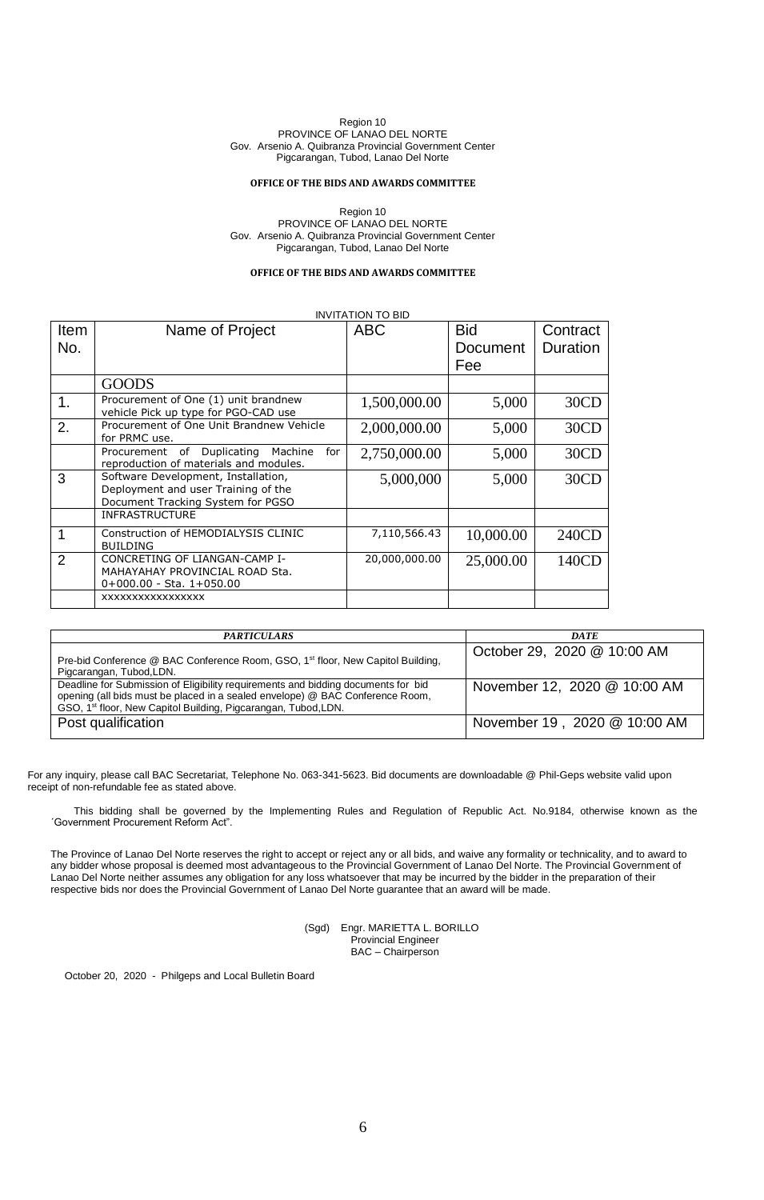Region 10
PROVINCE OF LANAO DEL NORTE
Gov. Arsenio A. Quibranza Provincial Government Center
Pigcarangan, Tubod, Lanao Del Norte

**OFFICE OF THE BIDS AND AWARDS COMMITTEE**

Region 10
PROVINCE OF LANAO DEL NORTE
Gov. Arsenio A. Quibranza Provincial Government Center
Pigcarangan, Tubod, Lanao Del Norte

**OFFICE OF THE BIDS AND AWARDS COMMITTEE**

INVITATION TO BID

| Item No. | Name of Project | ABC | Bid Document Fee | Contract Duration |
|---|---|---|---|---|
| | GOODS | | | |
| 1. | Procurement of One (1) unit brandnew vehicle Pick up type for PGO-CAD use | 1,500,000.00 | 5,000 | 30CD |
| 2. | Procurement of One Unit Brandnew Vehicle for PRMC use. | 2,000,000.00 | 5,000 | 30CD |
| | Procurement of Duplicating Machine for reproduction of materials and modules. | 2,750,000.00 | 5,000 | 30CD |
| 3 | Software Development, Installation, Deployment and user Training of the Document Tracking System for PGSO | 5,000,000 | 5,000 | 30CD |
| | INFRASTRUCTURE | | | |
| 1 | Construction of HEMODIALYSIS CLINIC BUILDING | 7,110,566.43 | 10,000.00 | 240CD |
| 2 | CONCRETING OF LIANGAN-CAMP I-MAHAYAHAY PROVINCIAL ROAD Sta. 0+000.00 - Sta. 1+050.00 | 20,000,000.00 | 25,000.00 | 140CD |
| | xxxxxxxxxxxxxxxx | | | |

| *PARTICULARS* | *DATE* |
|---|---|
| Pre-bid Conference @ BAC Conference Room, GSO, 1st floor, New Capitol Building, Pigcarangan, Tubod,LDN. | October 29, 2020 @ 10:00 AM |
| Deadline for Submission of Eligibility requirements and bidding documents for bid opening (all bids must be placed in a sealed envelope) @ BAC Conference Room, GSO, 1st floor, New Capitol Building, Pigcarangan, Tubod,LDN. | November 12, 2020 @ 10:00 AM |
| Post qualification | November 19 , 2020 @ 10:00 AM |

For any inquiry, please call BAC Secretariat, Telephone No. 063-341-5623. Bid documents are downloadable @ Phil-Geps website valid upon receipt of non-refundable fee as stated above.

This bidding shall be governed by the Implementing Rules and Regulation of Republic Act. No.9184, otherwise known as the ´Government Procurement Reform Act".

The Province of Lanao Del Norte reserves the right to accept or reject any or all bids, and waive any formality or technicality, and to award to any bidder whose proposal is deemed most advantageous to the Provincial Government of Lanao Del Norte. The Provincial Government of Lanao Del Norte neither assumes any obligation for any loss whatsoever that may be incurred by the bidder in the preparation of their respective bids nor does the Provincial Government of Lanao Del Norte guarantee that an award will be made.

(Sgd) Engr. MARIETTA L. BORILLO
Provincial Engineer
BAC – Chairperson

October 20, 2020 - Philgeps and Local Bulletin Board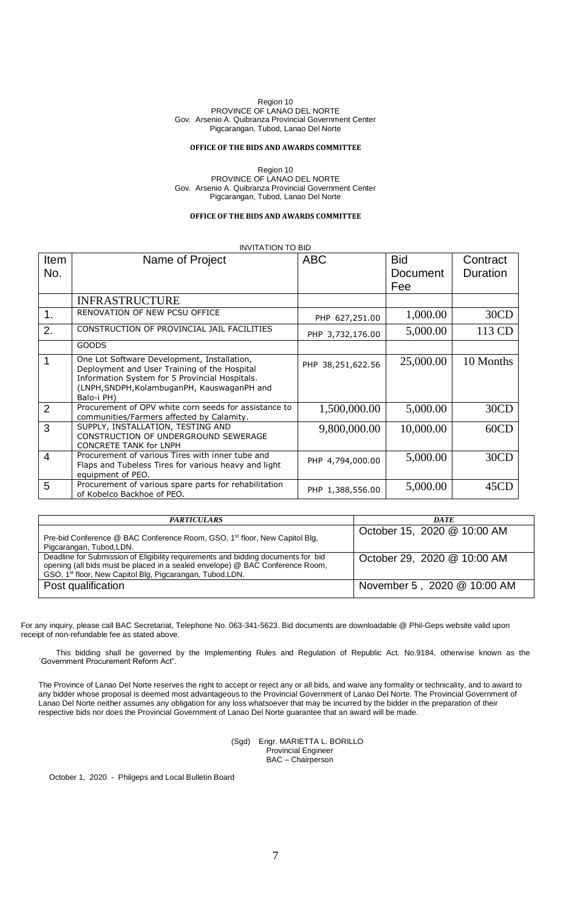Region 10
PROVINCE OF LANAO DEL NORTE
Gov. Arsenio A. Quibranza Provincial Government Center
Pigcarangan, Tubod, Lanao Del Norte

**OFFICE OF THE BIDS AND AWARDS COMMITTEE**

Region 10
PROVINCE OF LANAO DEL NORTE
Gov. Arsenio A. Quibranza Provincial Government Center
Pigcarangan, Tubod, Lanao Del Norte

**OFFICE OF THE BIDS AND AWARDS COMMITTEE**

INVITATION TO BID

| Item No. | Name of Project | ABC | Bid Document Fee | Contract Duration |
|---|---|---|---|---|
| | INFRASTRUCTURE | | | |
| 1. | RENOVATION OF NEW PCSU OFFICE | PHP 627,251.00 | 1,000.00 | 30CD |
| 2. | CONSTRUCTION OF PROVINCIAL JAIL FACILITIES | PHP 3,732,176.00 | 5,000.00 | 113 CD |
| | GOODS | | | |
| 1 | One Lot Software Development, Installation, Deployment and User Training of the Hospital Information System for 5 Provincial Hospitals. (LNPH,SNDPH,KolambuganPH, KauswaganPH and Balo-i PH) | PHP 38,251,622.56 | 25,000.00 | 10 Months |
| 2 | Procurement of OPV white corn seeds for assistance to communities/Farmers affected by Calamity. | 1,500,000.00 | 5,000.00 | 30CD |
| 3 | SUPPLY, INSTALLATION, TESTING AND CONSTRUCTION OF UNDERGROUND SEWERAGE CONCRETE TANK for LNPH | 9,800,000.00 | 10,000.00 | 60CD |
| 4 | Procurement of various Tires with inner tube and Flaps and Tubeless Tires for various heavy and light equipment of PEO. | PHP 4,794,000.00 | 5,000.00 | 30CD |
| 5 | Procurement of various spare parts for rehabilitation of Kobelco Backhoe of PEO. | PHP 1,388,556.00 | 5,000.00 | 45CD |

| *PARTICULARS* | *DATE* |
|---|---|
| Pre-bid Conference @ BAC Conference Room, GSO, 1st floor, New Capitol Blg, Pigcarangan, Tubod,LDN. | October 15, 2020 @ 10:00 AM |
| Deadline for Submission of Eligibility requirements and bidding documents for bid opening (all bids must be placed in a sealed envelope) @ BAC Conference Room, GSO, 1st floor, New Capitol Blg, Pigcarangan, Tubod,LDN. | October 29, 2020 @ 10:00 AM |
| Post qualification | November 5 , 2020 @ 10:00 AM |

For any inquiry, please call BAC Secretariat, Telephone No. 063-341-5623. Bid documents are downloadable @ Phil-Geps website valid upon receipt of non-refundable fee as stated above.

This bidding shall be governed by the Implementing Rules and Regulation of Republic Act. No.9184, otherwise known as the ´Government Procurement Reform Act".

The Province of Lanao Del Norte reserves the right to accept or reject any or all bids, and waive any formality or technicality, and to award to any bidder whose proposal is deemed most advantageous to the Provincial Government of Lanao Del Norte. The Provincial Government of Lanao Del Norte neither assumes any obligation for any loss whatsoever that may be incurred by the bidder in the preparation of their respective bids nor does the Provincial Government of Lanao Del Norte guarantee that an award will be made.

(Sgd) Engr. MARIETTA L. BORILLO
Provincial Engineer
BAC – Chairperson

October 1, 2020 - Philgeps and Local Bulletin Board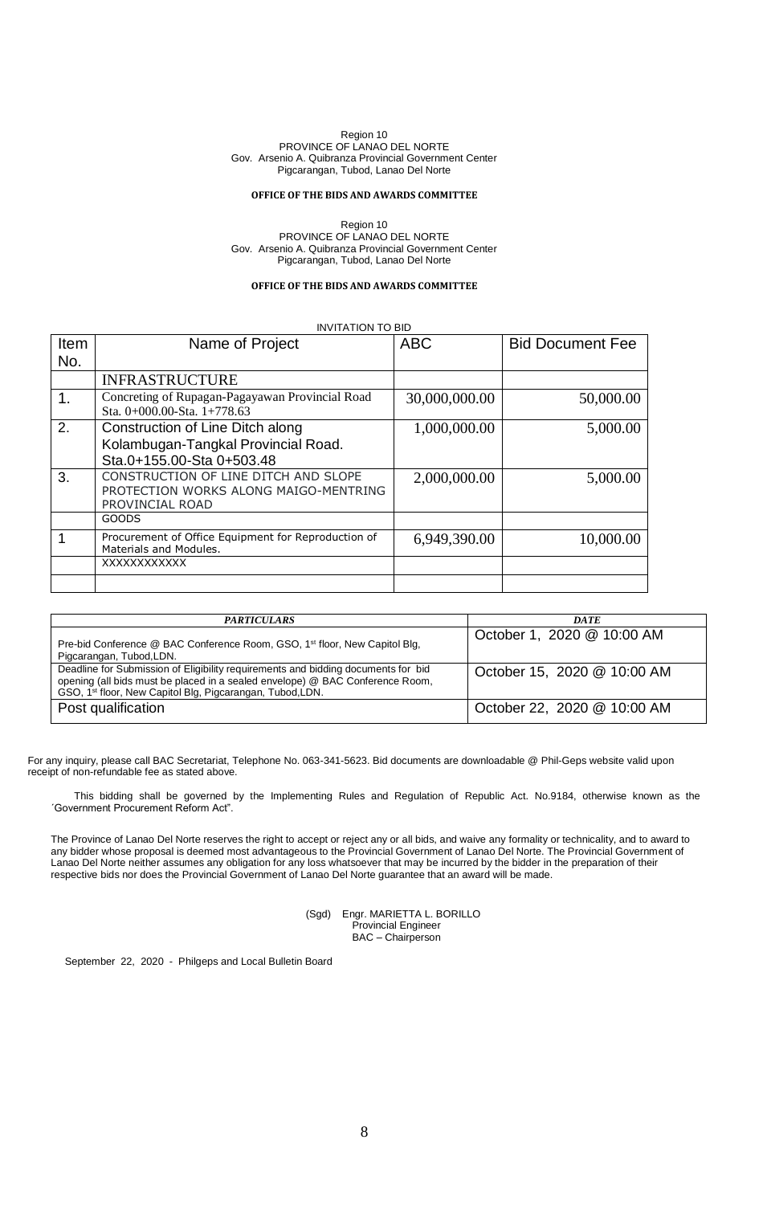Region 10
PROVINCE OF LANAO DEL NORTE
Gov. Arsenio A. Quibranza Provincial Government Center
Pigcarangan, Tubod, Lanao Del Norte

**OFFICE OF THE BIDS AND AWARDS COMMITTEE**

Region 10
PROVINCE OF LANAO DEL NORTE
Gov. Arsenio A. Quibranza Provincial Government Center
Pigcarangan, Tubod, Lanao Del Norte

**OFFICE OF THE BIDS AND AWARDS COMMITTEE**

INVITATION TO BID

| Item No. | Name of Project | ABC | Bid Document Fee |
|---|---|---|---|
| | INFRASTRUCTURE | | |
| 1. | Concreting of Rupagan-Pagayawan Provincial Road Sta. 0+000.00-Sta. 1+778.63 | 30,000,000.00 | 50,000.00 |
| 2. | Construction of Line Ditch along Kolambugan-Tangkal Provincial Road. Sta.0+155.00-Sta 0+503.48 | 1,000,000.00 | 5,000.00 |
| 3. | CONSTRUCTION OF LINE DITCH AND SLOPE PROTECTION WORKS ALONG MAIGO-MENTRING PROVINCIAL ROAD | 2,000,000.00 | 5,000.00 |
| | GOODS | | |
| 1 | Procurement of Office Equipment for Reproduction of Materials and Modules. | 6,949,390.00 | 10,000.00 |
| | XXXXXXXXXXX | | |
| | | | |

| *PARTICULARS* | *DATE* |
|---|---|
| Pre-bid Conference @ BAC Conference Room, GSO, 1st floor, New Capitol Blg, Pigcarangan, Tubod,LDN. | October 1, 2020 @ 10:00 AM |
| Deadline for Submission of Eligibility requirements and bidding documents for bid opening (all bids must be placed in a sealed envelope) @ BAC Conference Room, GSO, 1st floor, New Capitol Blg, Pigcarangan, Tubod,LDN. | October 15, 2020 @ 10:00 AM |
| Post qualification | October 22, 2020 @ 10:00 AM |

For any inquiry, please call BAC Secretariat, Telephone No. 063-341-5623. Bid documents are downloadable @ Phil-Geps website valid upon receipt of non-refundable fee as stated above.

This bidding shall be governed by the Implementing Rules and Regulation of Republic Act. No.9184, otherwise known as the ´Government Procurement Reform Act".

The Province of Lanao Del Norte reserves the right to accept or reject any or all bids, and waive any formality or technicality, and to award to any bidder whose proposal is deemed most advantageous to the Provincial Government of Lanao Del Norte. The Provincial Government of Lanao Del Norte neither assumes any obligation for any loss whatsoever that may be incurred by the bidder in the preparation of their respective bids nor does the Provincial Government of Lanao Del Norte guarantee that an award will be made.

(Sgd) Engr. MARIETTA L. BORILLO
Provincial Engineer
BAC – Chairperson

September 22, 2020 - Philgeps and Local Bulletin Board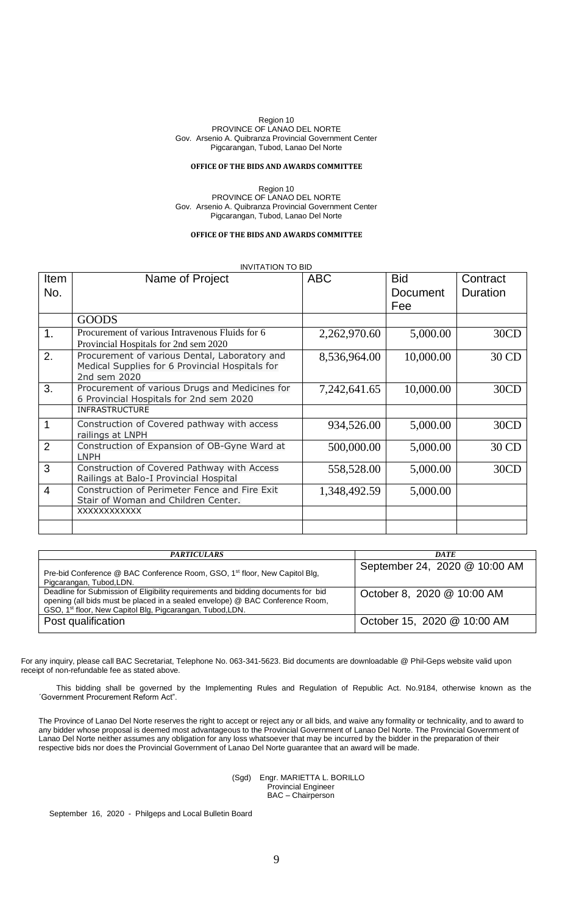Region 10
PROVINCE OF LANAO DEL NORTE
Gov. Arsenio A. Quibranza Provincial Government Center
Pigcarangan, Tubod, Lanao Del Norte

**OFFICE OF THE BIDS AND AWARDS COMMITTEE**

Region 10
PROVINCE OF LANAO DEL NORTE
Gov. Arsenio A. Quibranza Provincial Government Center
Pigcarangan, Tubod, Lanao Del Norte

**OFFICE OF THE BIDS AND AWARDS COMMITTEE**

INVITATION TO BID

| Item No. | Name of Project | ABC | Bid Document Fee | Contract Duration |
|---|---|---|---|---|
| | GOODS | | | |
| 1. | Procurement of various Intravenous Fluids for 6 Provincial Hospitals for 2nd sem 2020 | 2,262,970.60 | 5,000.00 | 30CD |
| 2. | Procurement of various Dental, Laboratory and Medical Supplies for 6 Provincial Hospitals for 2nd sem 2020 | 8,536,964.00 | 10,000.00 | 30 CD |
| 3. | Procurement of various Drugs and Medicines for 6 Provincial Hospitals for 2nd sem 2020 | 7,242,641.65 | 10,000.00 | 30CD |
| | INFRASTRUCTURE | | | |
| 1 | Construction of Covered pathway with access railings at LNPH | 934,526.00 | 5,000.00 | 30CD |
| 2 | Construction of Expansion of OB-Gyne Ward at LNPH | 500,000.00 | 5,000.00 | 30 CD |
| 3 | Construction of Covered Pathway with Access Railings at Balo-I Provincial Hospital | 558,528.00 | 5,000.00 | 30CD |
| 4 | Construction of Perimeter Fence and Fire Exit Stair of Woman and Children Center. | 1,348,492.59 | 5,000.00 | |
| | XXXXXXXXXXX | | | |
| | | | | |

| *PARTICULARS* | *DATE* |
|---|---|
| Pre-bid Conference @ BAC Conference Room, GSO, 1st floor, New Capitol Blg, Pigcarangan, Tubod,LDN. | September 24, 2020 @ 10:00 AM |
| Deadline for Submission of Eligibility requirements and bidding documents for bid opening (all bids must be placed in a sealed envelope) @ BAC Conference Room, GSO, 1st floor, New Capitol Blg, Pigcarangan, Tubod,LDN. | October 8, 2020 @ 10:00 AM |
| Post qualification | October 15, 2020 @ 10:00 AM |

For any inquiry, please call BAC Secretariat, Telephone No. 063-341-5623. Bid documents are downloadable @ Phil-Geps website valid upon receipt of non-refundable fee as stated above.

This bidding shall be governed by the Implementing Rules and Regulation of Republic Act. No.9184, otherwise known as the ´Government Procurement Reform Act".

The Province of Lanao Del Norte reserves the right to accept or reject any or all bids, and waive any formality or technicality, and to award to any bidder whose proposal is deemed most advantageous to the Provincial Government of Lanao Del Norte. The Provincial Government of Lanao Del Norte neither assumes any obligation for any loss whatsoever that may be incurred by the bidder in the preparation of their respective bids nor does the Provincial Government of Lanao Del Norte guarantee that an award will be made.

(Sgd) Engr. MARIETTA L. BORILLO
Provincial Engineer
BAC – Chairperson

September 16, 2020 - Philgeps and Local Bulletin Board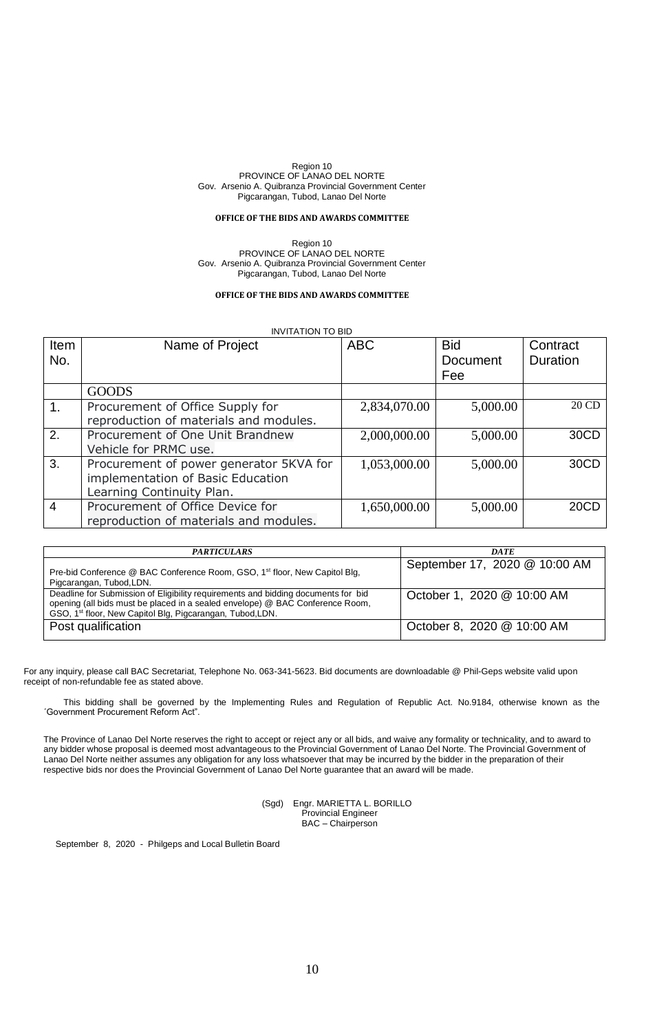Region 10
PROVINCE OF LANAO DEL NORTE
Gov. Arsenio A. Quibranza Provincial Government Center
Pigcarangan, Tubod, Lanao Del Norte

**OFFICE OF THE BIDS AND AWARDS COMMITTEE**

Region 10
PROVINCE OF LANAO DEL NORTE
Gov. Arsenio A. Quibranza Provincial Government Center
Pigcarangan, Tubod, Lanao Del Norte

**OFFICE OF THE BIDS AND AWARDS COMMITTEE**

INVITATION TO BID

| Item No. | Name of Project | ABC | Bid Document Fee | Contract Duration |
|---|---|---|---|---|
| | GOODS | | | |
| 1. | Procurement of Office Supply for reproduction of materials and modules. | 2,834,070.00 | 5,000.00 | 20 CD |
| 2. | Procurement of One Unit Brandnew Vehicle for PRMC use. | 2,000,000.00 | 5,000.00 | 30CD |
| 3. | Procurement of power generator 5KVA for implementation of Basic Education Learning Continuity Plan. | 1,053,000.00 | 5,000.00 | 30CD |
| 4 | Procurement of Office Device for reproduction of materials and modules. | 1,650,000.00 | 5,000.00 | 20CD |

| *PARTICULARS* | *DATE* |
|---|---|
| Pre-bid Conference @ BAC Conference Room, GSO, 1st floor, New Capitol Blg, Pigcarangan, Tubod,LDN. | September 17, 2020 @ 10:00 AM |
| Deadline for Submission of Eligibility requirements and bidding documents for bid opening (all bids must be placed in a sealed envelope) @ BAC Conference Room, GSO, 1st floor, New Capitol Blg, Pigcarangan, Tubod,LDN. | October 1, 2020 @ 10:00 AM |
| Post qualification | October 8, 2020 @ 10:00 AM |

For any inquiry, please call BAC Secretariat, Telephone No. 063-341-5623. Bid documents are downloadable @ Phil-Geps website valid upon receipt of non-refundable fee as stated above.

This bidding shall be governed by the Implementing Rules and Regulation of Republic Act. No.9184, otherwise known as the ´Government Procurement Reform Act".

The Province of Lanao Del Norte reserves the right to accept or reject any or all bids, and waive any formality or technicality, and to award to any bidder whose proposal is deemed most advantageous to the Provincial Government of Lanao Del Norte. The Provincial Government of Lanao Del Norte neither assumes any obligation for any loss whatsoever that may be incurred by the bidder in the preparation of their respective bids nor does the Provincial Government of Lanao Del Norte guarantee that an award will be made.

(Sgd) Engr. MARIETTA L. BORILLO
Provincial Engineer
BAC – Chairperson

September 8, 2020 - Philgeps and Local Bulletin Board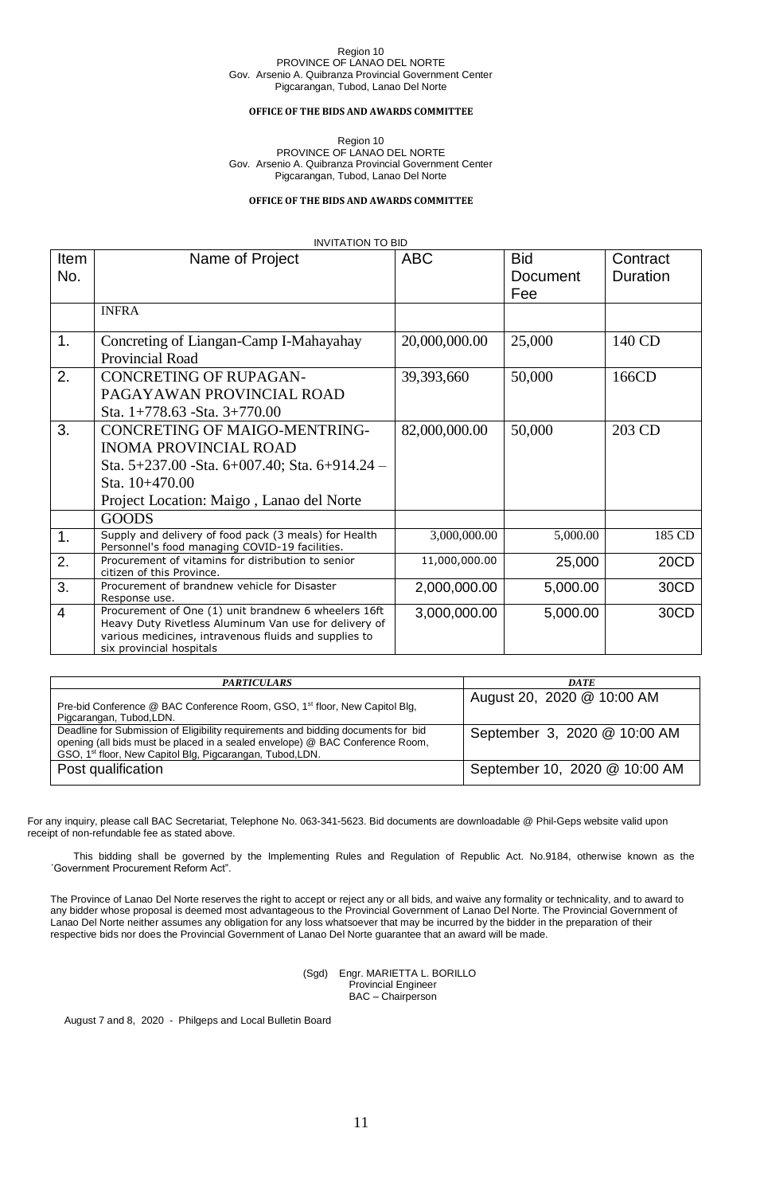Region 10
PROVINCE OF LANAO DEL NORTE
Gov. Arsenio A. Quibranza Provincial Government Center
Pigcarangan, Tubod, Lanao Del Norte

**OFFICE OF THE BIDS AND AWARDS COMMITTEE**

Region 10
PROVINCE OF LANAO DEL NORTE
Gov. Arsenio A. Quibranza Provincial Government Center
Pigcarangan, Tubod, Lanao Del Norte

**OFFICE OF THE BIDS AND AWARDS COMMITTEE**

INVITATION TO BID

| Item No. | Name of Project | ABC | Bid Document Fee | Contract Duration |
|---|---|---|---|---|
| | INFRA | | | |
| 1. | Concreting of Liangan-Camp I-Mahayahay Provincial Road | 20,000,000.00 | 25,000 | 140 CD |
| 2. | CONCRETING OF RUPAGAN-PAGAYAWAN PROVINCIAL ROAD Sta. 1+778.63 -Sta. 3+770.00 | 39,393,660 | 50,000 | 166CD |
| 3. | CONCRETING OF MAIGO-MENTRING-INOMA PROVINCIAL ROAD Sta. 5+237.00 -Sta. 6+007.40; Sta. 6+914.24 – Sta. 10+470.00 Project Location: Maigo , Lanao del Norte | 82,000,000.00 | 50,000 | 203 CD |
| | GOODS | | | |
| 1. | Supply and delivery of food pack (3 meals) for Health Personnel's food managing COVID-19 facilities. | 3,000,000.00 | 5,000.00 | 185 CD |
| 2. | Procurement of vitamins for distribution to senior citizen of this Province. | 11,000,000.00 | 25,000 | 20CD |
| 3. | Procurement of brandnew vehicle for Disaster Response use. | 2,000,000.00 | 5,000.00 | 30CD |
| 4 | Procurement of One (1) unit brandnew 6 wheelers 16ft Heavy Duty Rivetless Aluminum Van use for delivery of various medicines, intravenous fluids and supplies to six provincial hospitals | 3,000,000.00 | 5,000.00 | 30CD |

| *PARTICULARS* | *DATE* |
|---|---|
| Pre-bid Conference @ BAC Conference Room, GSO, 1st floor, New Capitol Blg, Pigcarangan, Tubod,LDN. | August 20, 2020 @ 10:00 AM |
| Deadline for Submission of Eligibility requirements and bidding documents for bid opening (all bids must be placed in a sealed envelope) @ BAC Conference Room, GSO, 1st floor, New Capitol Blg, Pigcarangan, Tubod,LDN. | September 3, 2020 @ 10:00 AM |
| Post qualification | September 10, 2020 @ 10:00 AM |

For any inquiry, please call BAC Secretariat, Telephone No. 063-341-5623. Bid documents are downloadable @ Phil-Geps website valid upon receipt of non-refundable fee as stated above.

This bidding shall be governed by the Implementing Rules and Regulation of Republic Act. No.9184, otherwise known as the ´Government Procurement Reform Act".

The Province of Lanao Del Norte reserves the right to accept or reject any or all bids, and waive any formality or technicality, and to award to any bidder whose proposal is deemed most advantageous to the Provincial Government of Lanao Del Norte. The Provincial Government of Lanao Del Norte neither assumes any obligation for any loss whatsoever that may be incurred by the bidder in the preparation of their respective bids nor does the Provincial Government of Lanao Del Norte guarantee that an award will be made.

(Sgd) Engr. MARIETTA L. BORILLO
Provincial Engineer
BAC – Chairperson

August 7 and 8, 2020 - Philgeps and Local Bulletin Board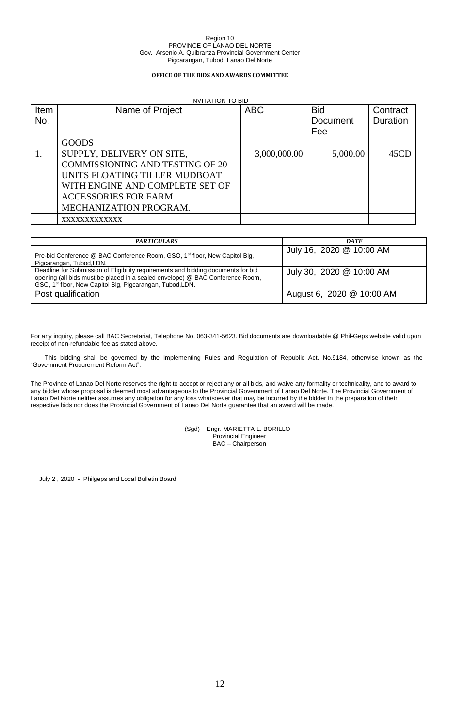Region 10
PROVINCE OF LANAO DEL NORTE
Gov. Arsenio A. Quibranza Provincial Government Center
Pigcarangan, Tubod, Lanao Del Norte

**OFFICE OF THE BIDS AND AWARDS COMMITTEE**

INVITATION TO BID

| Item No. | Name of Project | ABC | Bid Document Fee | Contract Duration |
|---|---|---|---|---|
| | GOODS | | | |
| 1. | SUPPLY, DELIVERY ON SITE, COMMISSIONING AND TESTING OF 20 UNITS FLOATING TILLER MUDBOAT WITH ENGINE AND COMPLETE SET OF ACCESSORIES FOR FARM MECHANIZATION PROGRAM. | 3,000,000.00 | 5,000.00 | 45CD |
| | XXXXXXXXXXXXX | | | |

| *PARTICULARS* | *DATE* |
|---|---|
| Pre-bid Conference @ BAC Conference Room, GSO, 1st floor, New Capitol Blg, Pigcarangan, Tubod,LDN. | July 16, 2020 @ 10:00 AM |
| Deadline for Submission of Eligibility requirements and bidding documents for bid opening (all bids must be placed in a sealed envelope) @ BAC Conference Room, GSO, 1st floor, New Capitol Blg, Pigcarangan, Tubod,LDN. | July 30, 2020 @ 10:00 AM |
| Post qualification | August 6, 2020 @ 10:00 AM |

For any inquiry, please call BAC Secretariat, Telephone No. 063-341-5623. Bid documents are downloadable @ Phil-Geps website valid upon receipt of non-refundable fee as stated above.

This bidding shall be governed by the Implementing Rules and Regulation of Republic Act. No.9184, otherwise known as the ´Government Procurement Reform Act".

The Province of Lanao Del Norte reserves the right to accept or reject any or all bids, and waive any formality or technicality, and to award to any bidder whose proposal is deemed most advantageous to the Provincial Government of Lanao Del Norte. The Provincial Government of Lanao Del Norte neither assumes any obligation for any loss whatsoever that may be incurred by the bidder in the preparation of their respective bids nor does the Provincial Government of Lanao Del Norte guarantee that an award will be made.

(Sgd) Engr. MARIETTA L. BORILLO
Provincial Engineer
BAC – Chairperson

July 2 , 2020 - Philgeps and Local Bulletin Board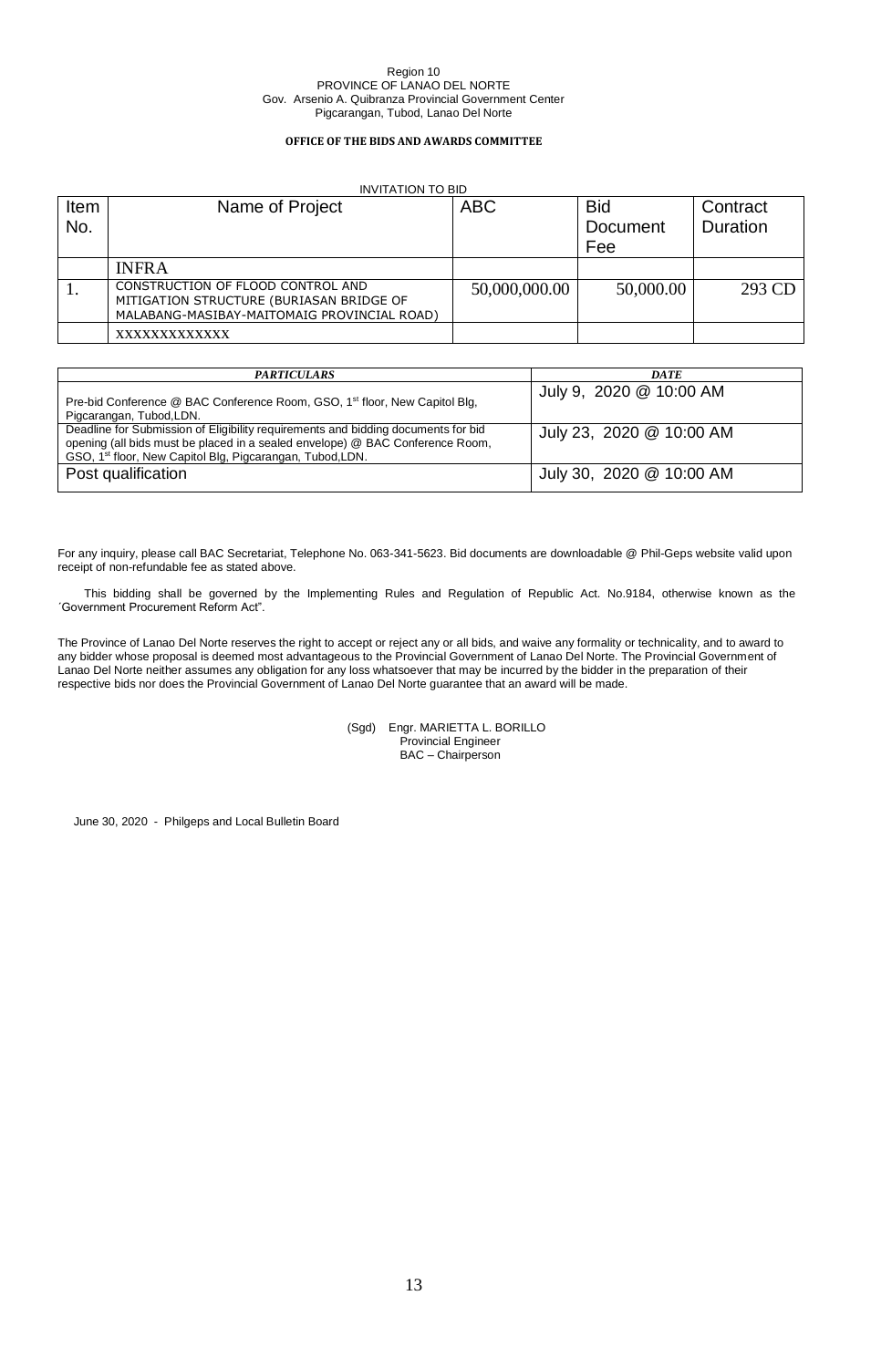Region 10
PROVINCE OF LANAO DEL NORTE
Gov. Arsenio A. Quibranza Provincial Government Center
Pigcarangan, Tubod, Lanao Del Norte

**OFFICE OF THE BIDS AND AWARDS COMMITTEE**

INVITATION TO BID

| Item No. | Name of Project | ABC | Bid Document Fee | Contract Duration |
|---|---|---|---|---|
| | INFRA | | | |
| 1. | CONSTRUCTION OF FLOOD CONTROL AND MITIGATION STRUCTURE (BURIASAN BRIDGE OF MALABANG-MASIBAY-MAITOMAIG PROVINCIAL ROAD) | 50,000,000.00 | 50,000.00 | 293 CD |
| | XXXXXXXXXXXXX | | | |

| *PARTICULARS* | *DATE* |
|---|---|
| Pre-bid Conference @ BAC Conference Room, GSO, 1st floor, New Capitol Blg, Pigcarangan, Tubod,LDN. | July 9, 2020 @ 10:00 AM |
| Deadline for Submission of Eligibility requirements and bidding documents for bid opening (all bids must be placed in a sealed envelope) @ BAC Conference Room, GSO, 1st floor, New Capitol Blg, Pigcarangan, Tubod,LDN. | July 23, 2020 @ 10:00 AM |
| Post qualification | July 30, 2020 @ 10:00 AM |

For any inquiry, please call BAC Secretariat, Telephone No. 063-341-5623. Bid documents are downloadable @ Phil-Geps website valid upon receipt of non-refundable fee as stated above.

This bidding shall be governed by the Implementing Rules and Regulation of Republic Act. No.9184, otherwise known as the ´Government Procurement Reform Act".

The Province of Lanao Del Norte reserves the right to accept or reject any or all bids, and waive any formality or technicality, and to award to any bidder whose proposal is deemed most advantageous to the Provincial Government of Lanao Del Norte. The Provincial Government of Lanao Del Norte neither assumes any obligation for any loss whatsoever that may be incurred by the bidder in the preparation of their respective bids nor does the Provincial Government of Lanao Del Norte guarantee that an award will be made.

(Sgd) Engr. MARIETTA L. BORILLO
Provincial Engineer
BAC – Chairperson

June 30, 2020 - Philgeps and Local Bulletin Board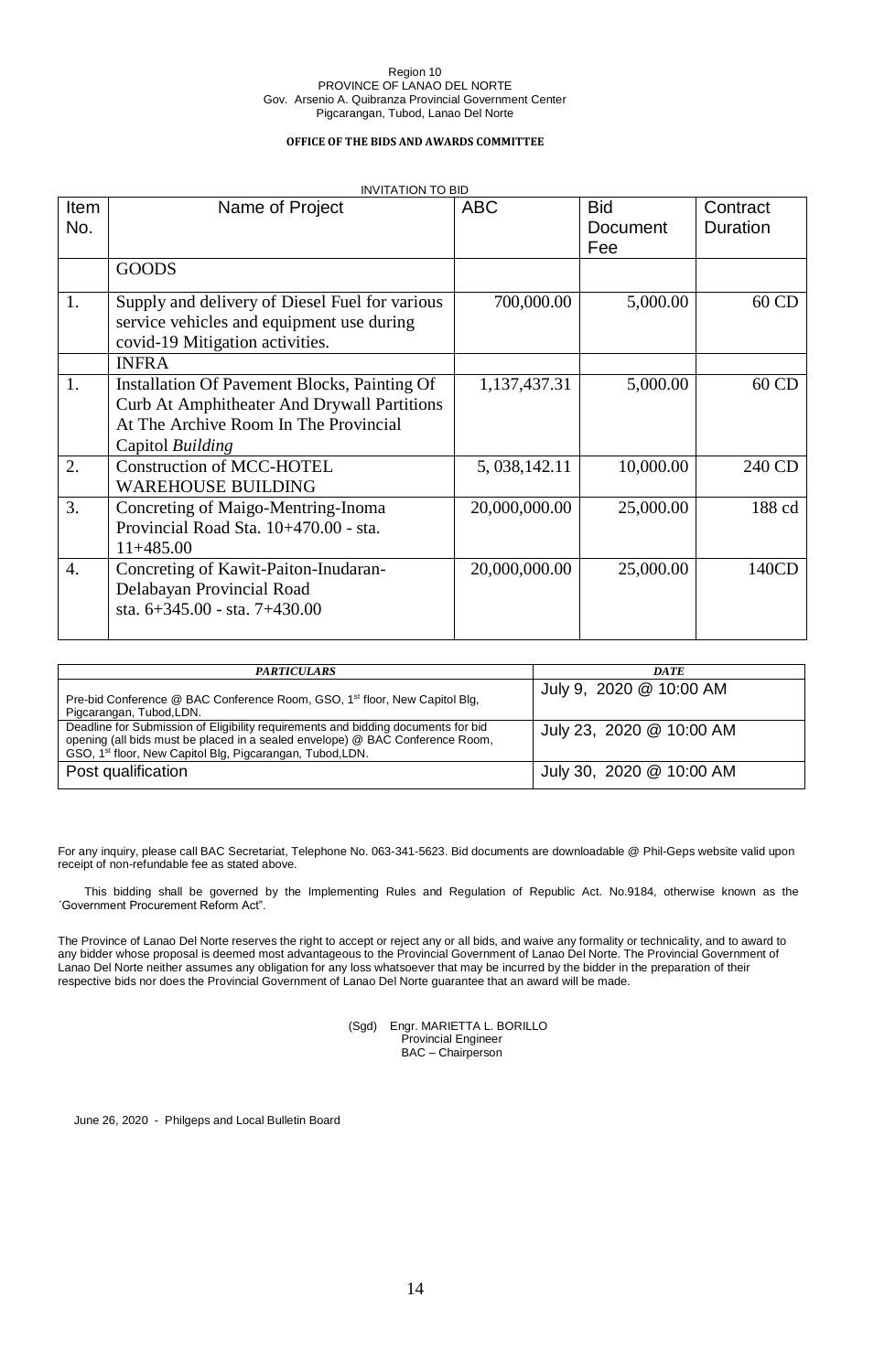Region 10
PROVINCE OF LANAO DEL NORTE
Gov. Arsenio A. Quibranza Provincial Government Center
Pigcarangan, Tubod, Lanao Del Norte

**OFFICE OF THE BIDS AND AWARDS COMMITTEE**

INVITATION TO BID

| Item No. | Name of Project | ABC | Bid Document Fee | Contract Duration |
|---|---|---|---|---|
| | GOODS | | | |
| 1. | Supply and delivery of Diesel Fuel for various service vehicles and equipment use during covid-19 Mitigation activities. | 700,000.00 | 5,000.00 | 60 CD |
| | INFRA | | | |
| 1. | Installation Of Pavement Blocks, Painting Of Curb At Amphitheater And Drywall Partitions At The Archive Room In The Provincial Capitol *Building* | 1,137,437.31 | 5,000.00 | 60 CD |
| 2. | Construction of MCC-HOTEL WAREHOUSE BUILDING | 5, 038,142.11 | 10,000.00 | 240 CD |
| 3. | Concreting of Maigo-Mentring-Inoma Provincial Road Sta. 10+470.00 - sta. 11+485.00 | 20,000,000.00 | 25,000.00 | 188 cd |
| 4. | Concreting of Kawit-Paiton-Inudaran-Delabayan Provincial Road sta. 6+345.00 - sta. 7+430.00 | 20,000,000.00 | 25,000.00 | 140CD |

| *PARTICULARS* | *DATE* |
|---|---|
| Pre-bid Conference @ BAC Conference Room, GSO, 1st floor, New Capitol Blg, Pigcarangan, Tubod,LDN. | July 9, 2020 @ 10:00 AM |
| Deadline for Submission of Eligibility requirements and bidding documents for bid opening (all bids must be placed in a sealed envelope) @ BAC Conference Room, GSO, 1st floor, New Capitol Blg, Pigcarangan, Tubod,LDN. | July 23, 2020 @ 10:00 AM |
| Post qualification | July 30, 2020 @ 10:00 AM |

For any inquiry, please call BAC Secretariat, Telephone No. 063-341-5623. Bid documents are downloadable @ Phil-Geps website valid upon receipt of non-refundable fee as stated above.

This bidding shall be governed by the Implementing Rules and Regulation of Republic Act. No.9184, otherwise known as the ´Government Procurement Reform Act".

The Province of Lanao Del Norte reserves the right to accept or reject any or all bids, and waive any formality or technicality, and to award to any bidder whose proposal is deemed most advantageous to the Provincial Government of Lanao Del Norte. The Provincial Government of Lanao Del Norte neither assumes any obligation for any loss whatsoever that may be incurred by the bidder in the preparation of their respective bids nor does the Provincial Government of Lanao Del Norte guarantee that an award will be made.

(Sgd) Engr. MARIETTA L. BORILLO
Provincial Engineer
BAC – Chairperson

June 26, 2020 - Philgeps and Local Bulletin Board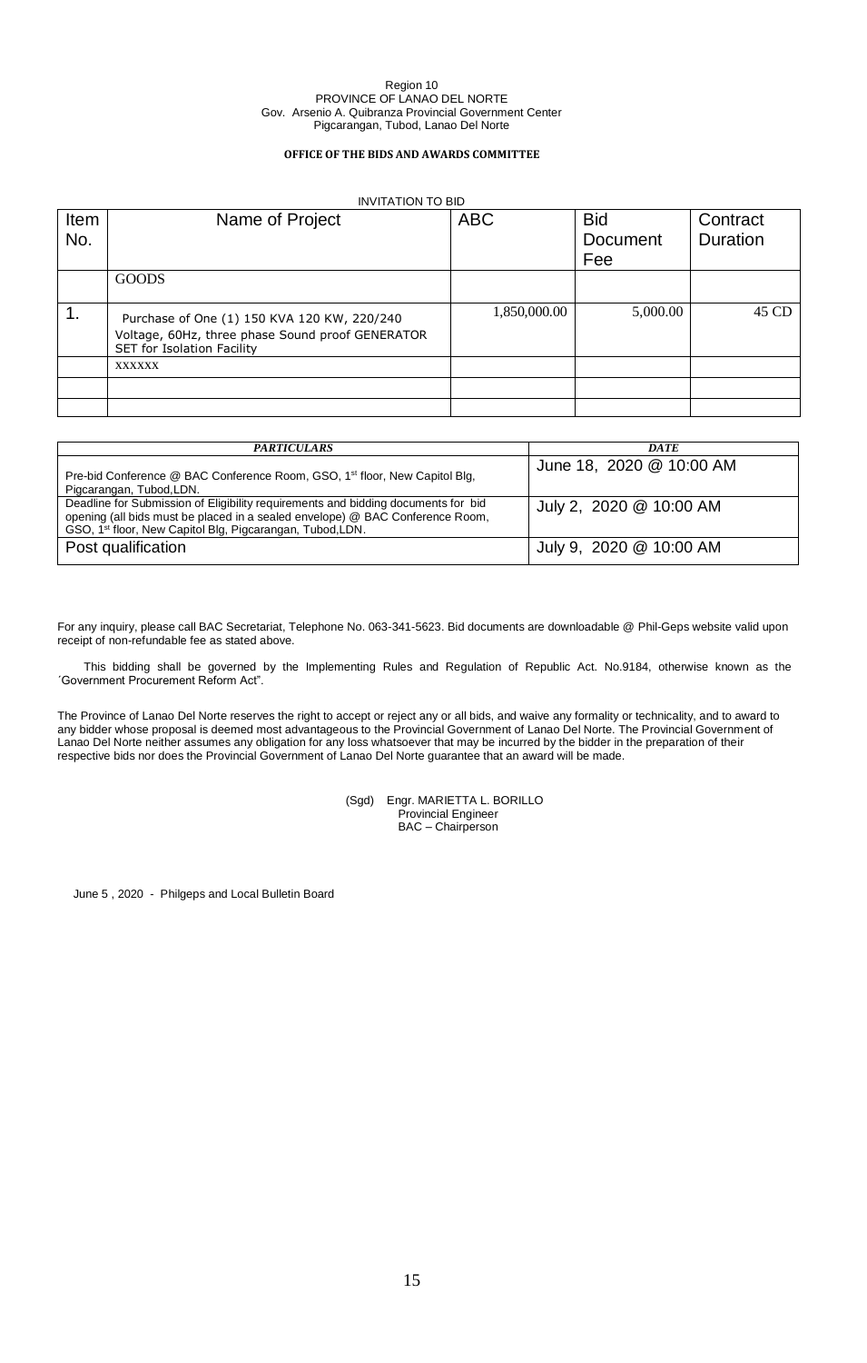Region 10
PROVINCE OF LANAO DEL NORTE
Gov. Arsenio A. Quibranza Provincial Government Center
Pigcarangan, Tubod, Lanao Del Norte

**OFFICE OF THE BIDS AND AWARDS COMMITTEE**

INVITATION TO BID

| Item No. | Name of Project | ABC | Bid Document Fee | Contract Duration |
|---|---|---|---|---|
| | GOODS | | | |
| 1. | Purchase of One (1) 150 KVA 120 KW, 220/240 Voltage, 60Hz, three phase Sound proof GENERATOR SET for Isolation Facility | 1,850,000.00 | 5,000.00 | 45 CD |
| | xxxxxx | | | |
| | | | | |
| | | | | |

| *PARTICULARS* | *DATE* |
|---|---|
| Pre-bid Conference @ BAC Conference Room, GSO, 1st floor, New Capitol Blg, Pigcarangan, Tubod,LDN. | June 18, 2020 @ 10:00 AM |
| Deadline for Submission of Eligibility requirements and bidding documents for bid opening (all bids must be placed in a sealed envelope) @ BAC Conference Room, GSO, 1st floor, New Capitol Blg, Pigcarangan, Tubod,LDN. | July 2, 2020 @ 10:00 AM |
| Post qualification | July 9, 2020 @ 10:00 AM |

For any inquiry, please call BAC Secretariat, Telephone No. 063-341-5623. Bid documents are downloadable @ Phil-Geps website valid upon receipt of non-refundable fee as stated above.

This bidding shall be governed by the Implementing Rules and Regulation of Republic Act. No.9184, otherwise known as the ´Government Procurement Reform Act".

The Province of Lanao Del Norte reserves the right to accept or reject any or all bids, and waive any formality or technicality, and to award to any bidder whose proposal is deemed most advantageous to the Provincial Government of Lanao Del Norte. The Provincial Government of Lanao Del Norte neither assumes any obligation for any loss whatsoever that may be incurred by the bidder in the preparation of their respective bids nor does the Provincial Government of Lanao Del Norte guarantee that an award will be made.

(Sgd) Engr. MARIETTA L. BORILLO
Provincial Engineer
BAC – Chairperson

June 5 , 2020 - Philgeps and Local Bulletin Board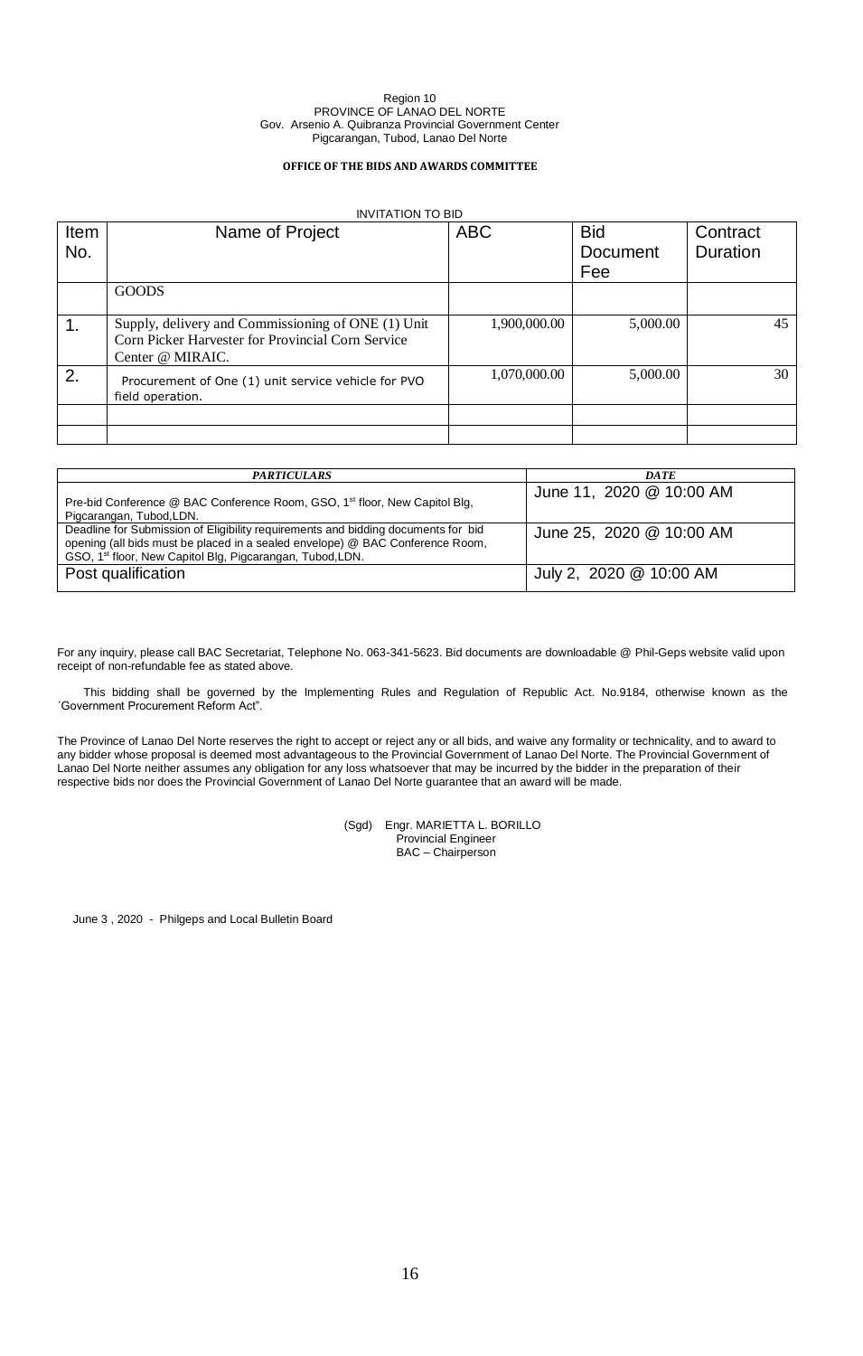Region 10
PROVINCE OF LANAO DEL NORTE
Gov. Arsenio A. Quibranza Provincial Government Center
Pigcarangan, Tubod, Lanao Del Norte

**OFFICE OF THE BIDS AND AWARDS COMMITTEE**

INVITATION TO BID

| Item No. | Name of Project | ABC | Bid Document Fee | Contract Duration |
|---|---|---|---|---|
| | GOODS | | | |
| 1. | Supply, delivery and Commissioning of ONE (1) Unit Corn Picker Harvester for Provincial Corn Service Center @ MIRAIC. | 1,900,000.00 | 5,000.00 | 45 |
| 2. | Procurement of One (1) unit service vehicle for PVO field operation. | 1,070,000.00 | 5,000.00 | 30 |
| | | | | |
| | | | | |

| *PARTICULARS* | *DATE* |
|---|---|
| Pre-bid Conference @ BAC Conference Room, GSO, 1st floor, New Capitol Blg, Pigcarangan, Tubod,LDN. | June 11, 2020 @ 10:00 AM |
| Deadline for Submission of Eligibility requirements and bidding documents for bid opening (all bids must be placed in a sealed envelope) @ BAC Conference Room, GSO, 1st floor, New Capitol Blg, Pigcarangan, Tubod,LDN. | June 25, 2020 @ 10:00 AM |
| Post qualification | July 2, 2020 @ 10:00 AM |

For any inquiry, please call BAC Secretariat, Telephone No. 063-341-5623. Bid documents are downloadable @ Phil-Geps website valid upon receipt of non-refundable fee as stated above.

This bidding shall be governed by the Implementing Rules and Regulation of Republic Act. No.9184, otherwise known as the ´Government Procurement Reform Act".

The Province of Lanao Del Norte reserves the right to accept or reject any or all bids, and waive any formality or technicality, and to award to any bidder whose proposal is deemed most advantageous to the Provincial Government of Lanao Del Norte. The Provincial Government of Lanao Del Norte neither assumes any obligation for any loss whatsoever that may be incurred by the bidder in the preparation of their respective bids nor does the Provincial Government of Lanao Del Norte guarantee that an award will be made.

(Sgd) Engr. MARIETTA L. BORILLO
Provincial Engineer
BAC – Chairperson

June 3 , 2020 - Philgeps and Local Bulletin Board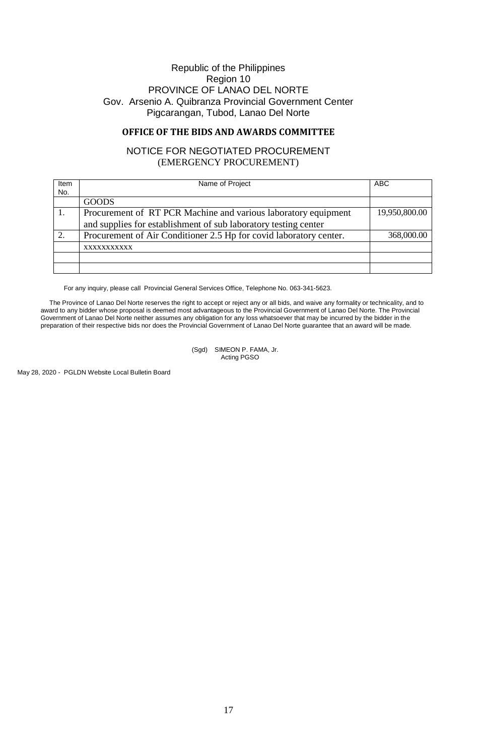Republic of the Philippines
Region 10
PROVINCE OF LANAO DEL NORTE
Gov. Arsenio A. Quibranza Provincial Government Center
Pigcarangan, Tubod, Lanao Del Norte

## OFFICE OF THE BIDS AND AWARDS COMMITTEE

NOTICE FOR NEGOTIATED PROCUREMENT
(EMERGENCY PROCUREMENT)

| Item No. | Name of Project | ABC |
|---|---|---|
| | GOODS | |
| 1. | Procurement of RT PCR Machine and various laboratory equipment and supplies for establishment of sub laboratory testing center | 19,950,800.00 |
| 2. | Procurement of Air Conditioner 2.5 Hp for covid laboratory center. | 368,000.00 |
| | xxxxxxxxxxx | |
| | | |
| | | |

For any inquiry, please call Provincial General Services Office, Telephone No. 063-341-5623.

The Province of Lanao Del Norte reserves the right to accept or reject any or all bids, and waive any formality or technicality, and to award to any bidder whose proposal is deemed most advantageous to the Provincial Government of Lanao Del Norte. The Provincial Government of Lanao Del Norte neither assumes any obligation for any loss whatsoever that may be incurred by the bidder in the preparation of their respective bids nor does the Provincial Government of Lanao Del Norte guarantee that an award will be made.

(Sgd) SIMEON P. FAMA, Jr.
Acting PGSO

May 28, 2020 - PGLDN Website Local Bulletin Board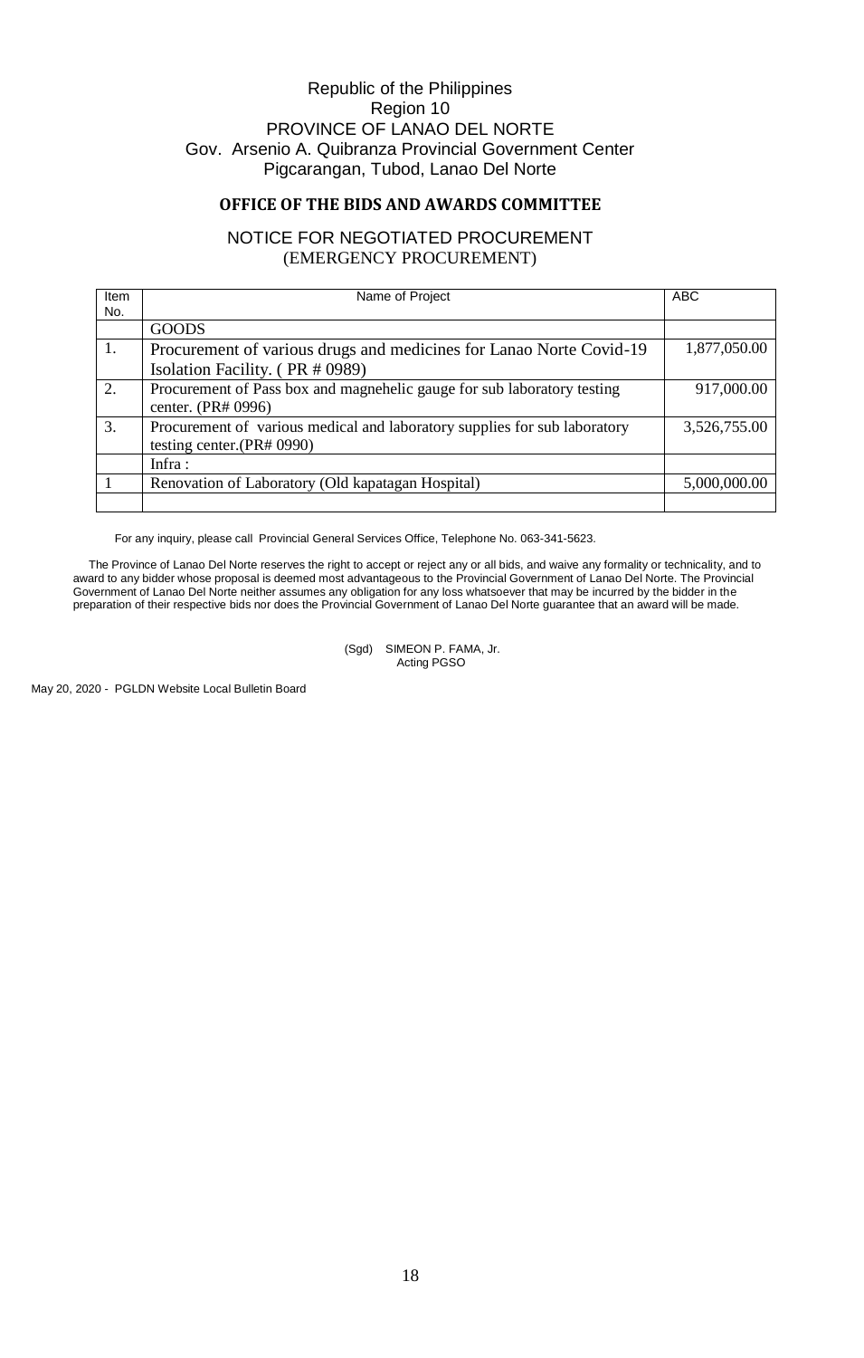Republic of the Philippines
Region 10
PROVINCE OF LANAO DEL NORTE
Gov. Arsenio A. Quibranza Provincial Government Center
Pigcarangan, Tubod, Lanao Del Norte

## OFFICE OF THE BIDS AND AWARDS COMMITTEE

### NOTICE FOR NEGOTIATED PROCUREMENT
(EMERGENCY PROCUREMENT)

| Item No. | Name of Project | ABC |
|---|---|---|
| | GOODS | |
| 1. | Procurement of various drugs and medicines for Lanao Norte Covid-19 Isolation Facility. ( PR # 0989) | 1,877,050.00 |
| 2. | Procurement of Pass box and magnehelic gauge for sub laboratory testing center. (PR# 0996) | 917,000.00 |
| 3. | Procurement of various medical and laboratory supplies for sub laboratory testing center.(PR# 0990) | 3,526,755.00 |
| | Infra : | |
| 1 | Renovation of Laboratory (Old kapatagan Hospital) | 5,000,000.00 |
| | | |

For any inquiry, please call Provincial General Services Office, Telephone No. 063-341-5623.

The Province of Lanao Del Norte reserves the right to accept or reject any or all bids, and waive any formality or technicality, and to award to any bidder whose proposal is deemed most advantageous to the Provincial Government of Lanao Del Norte. The Provincial Government of Lanao Del Norte neither assumes any obligation for any loss whatsoever that may be incurred by the bidder in the preparation of their respective bids nor does the Provincial Government of Lanao Del Norte guarantee that an award will be made.

(Sgd) SIMEON P. FAMA, Jr.
Acting PGSO

May 20, 2020 - PGLDN Website Local Bulletin Board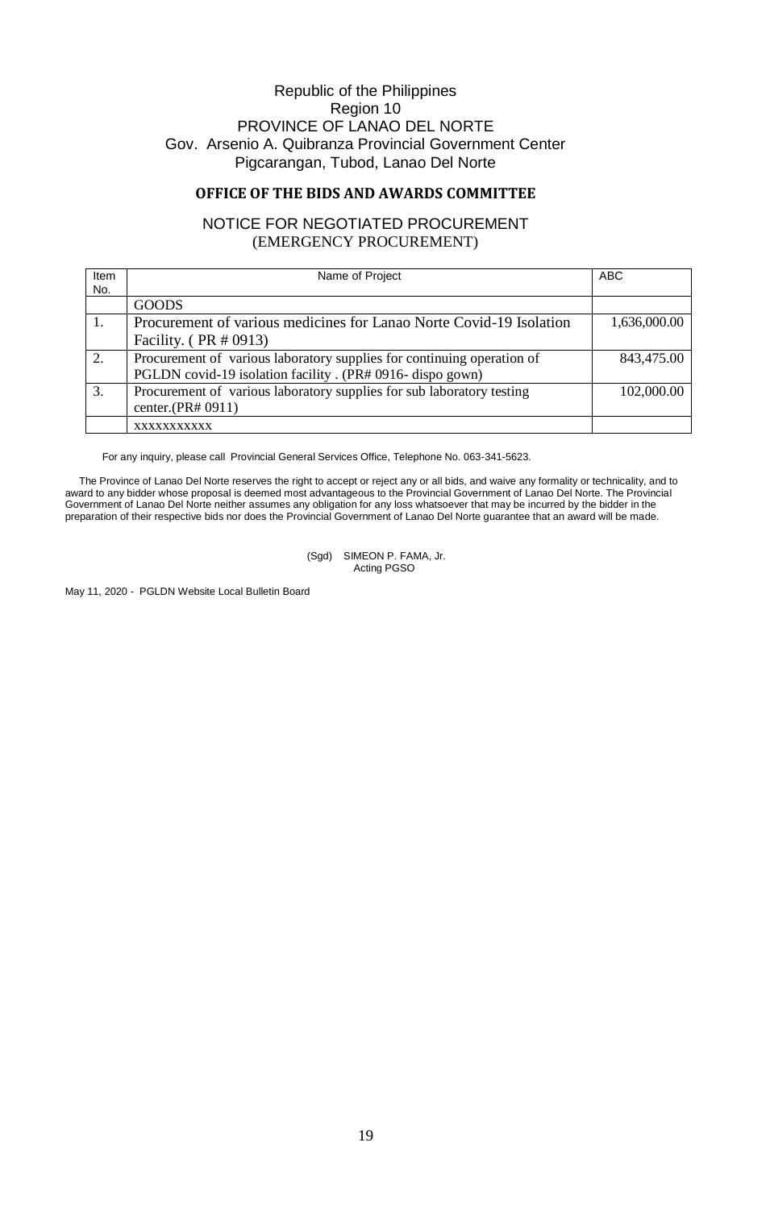Republic of the Philippines
Region 10
PROVINCE OF LANAO DEL NORTE
Gov. Arsenio A. Quibranza Provincial Government Center
Pigcarangan, Tubod, Lanao Del Norte

## OFFICE OF THE BIDS AND AWARDS COMMITTEE

### NOTICE FOR NEGOTIATED PROCUREMENT
(EMERGENCY PROCUREMENT)

| Item No. | Name of Project | ABC |
|---|---|---|
| | GOODS | |
| 1. | Procurement of various medicines for Lanao Norte Covid-19 Isolation Facility. ( PR # 0913) | 1,636,000.00 |
| 2. | Procurement of various laboratory supplies for continuing operation of PGLDN covid-19 isolation facility . (PR# 0916- dispo gown) | 843,475.00 |
| 3. | Procurement of various laboratory supplies for sub laboratory testing center.(PR# 0911) | 102,000.00 |
| | xxxxxxxxxxx | |

For any inquiry, please call Provincial General Services Office, Telephone No. 063-341-5623.

The Province of Lanao Del Norte reserves the right to accept or reject any or all bids, and waive any formality or technicality, and to award to any bidder whose proposal is deemed most advantageous to the Provincial Government of Lanao Del Norte. The Provincial Government of Lanao Del Norte neither assumes any obligation for any loss whatsoever that may be incurred by the bidder in the preparation of their respective bids nor does the Provincial Government of Lanao Del Norte guarantee that an award will be made.

(Sgd) SIMEON P. FAMA, Jr.
Acting PGSO

May 11, 2020 - PGLDN Website Local Bulletin Board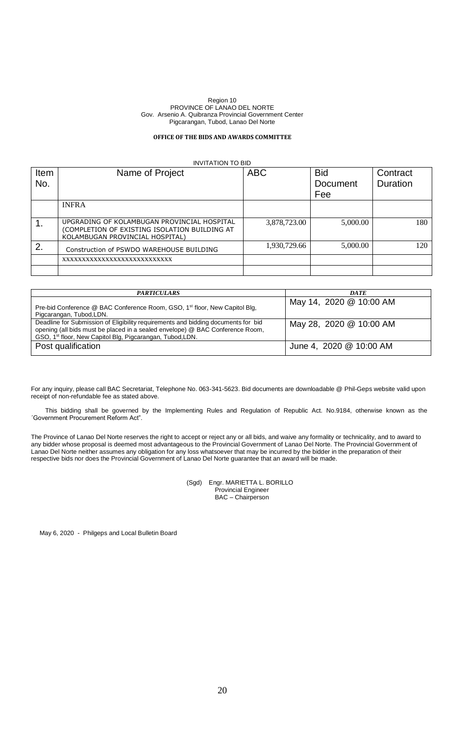Region 10
PROVINCE OF LANAO DEL NORTE
Gov. Arsenio A. Quibranza Provincial Government Center
Pigcarangan, Tubod, Lanao Del Norte

**OFFICE OF THE BIDS AND AWARDS COMMITTEE**

INVITATION TO BID

| Item No. | Name of Project | ABC | Bid Document Fee | Contract Duration |
|---|---|---|---|---|
| | INFRA | | | |
| 1. | UPGRADING OF KOLAMBUGAN PROVINCIAL HOSPITAL (COMPLETION OF EXISTING ISOLATION BUILDING AT KOLAMBUGAN PROVINCIAL HOSPITAL) | 3,878,723.00 | 5,000.00 | 180 |
| 2. | Construction of PSWDO WAREHOUSE BUILDING | 1,930,729.66 | 5,000.00 | 120 |
| | xxxxxxxxxxxxxxxxxxxxxxxxxxx | | | |
| | | | | |

| *PARTICULARS* | *DATE* |
|---|---|
| Pre-bid Conference @ BAC Conference Room, GSO, 1st floor, New Capitol Blg, Pigcarangan, Tubod,LDN. | May 14, 2020 @ 10:00 AM |
| Deadline for Submission of Eligibility requirements and bidding documents for bid opening (all bids must be placed in a sealed envelope) @ BAC Conference Room, GSO, 1st floor, New Capitol Blg, Pigcarangan, Tubod,LDN. | May 28, 2020 @ 10:00 AM |
| Post qualification | June 4, 2020 @ 10:00 AM |

For any inquiry, please call BAC Secretariat, Telephone No. 063-341-5623. Bid documents are downloadable @ Phil-Geps website valid upon receipt of non-refundable fee as stated above.

This bidding shall be governed by the Implementing Rules and Regulation of Republic Act. No.9184, otherwise known as the ´Government Procurement Reform Act".

The Province of Lanao Del Norte reserves the right to accept or reject any or all bids, and waive any formality or technicality, and to award to any bidder whose proposal is deemed most advantageous to the Provincial Government of Lanao Del Norte. The Provincial Government of Lanao Del Norte neither assumes any obligation for any loss whatsoever that may be incurred by the bidder in the preparation of their respective bids nor does the Provincial Government of Lanao Del Norte guarantee that an award will be made.

(Sgd) Engr. MARIETTA L. BORILLO
Provincial Engineer
BAC – Chairperson

May 6, 2020 - Philgeps and Local Bulletin Board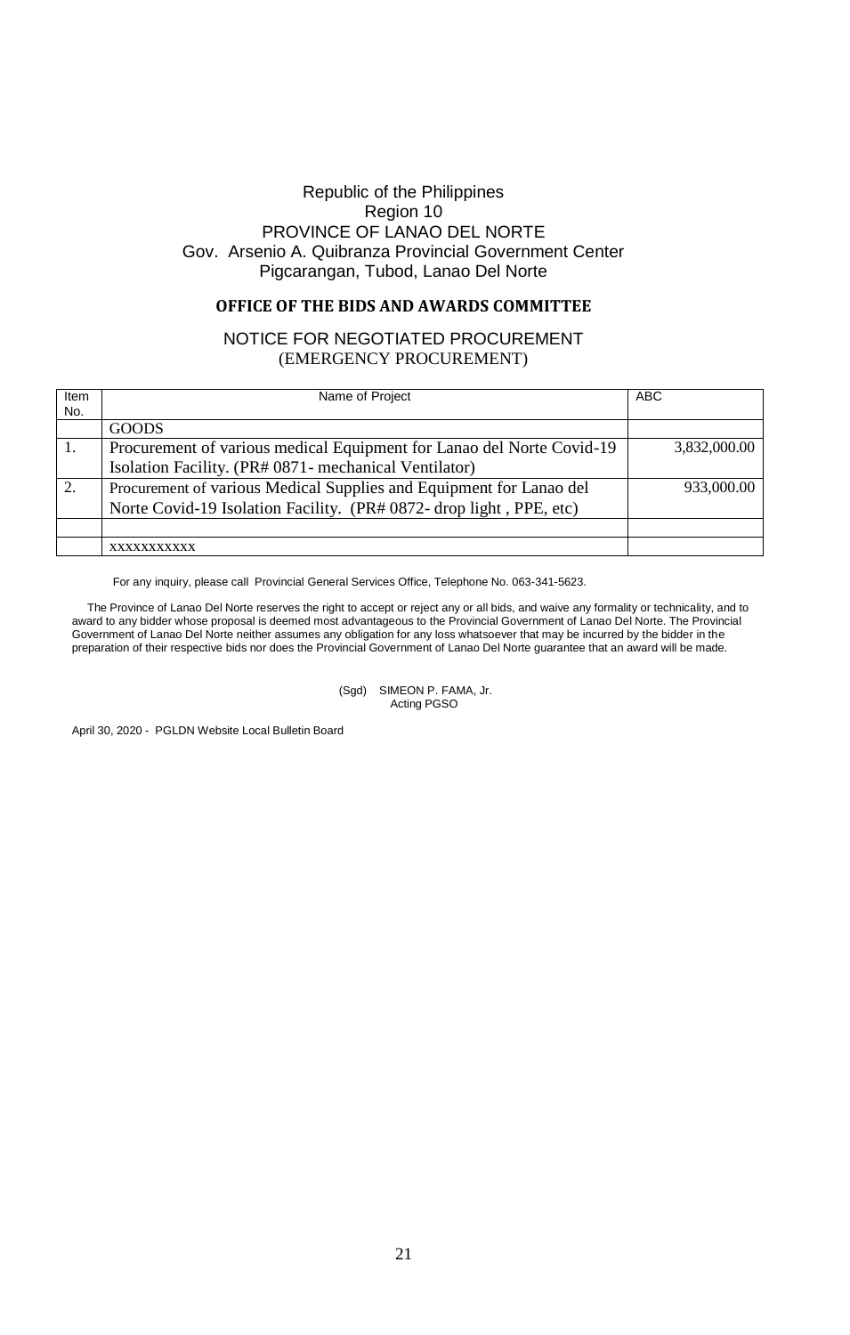Republic of the Philippines
Region 10
PROVINCE OF LANAO DEL NORTE
Gov. Arsenio A. Quibranza Provincial Government Center
Pigcarangan, Tubod, Lanao Del Norte

**OFFICE OF THE BIDS AND AWARDS COMMITTEE**

NOTICE FOR NEGOTIATED PROCUREMENT
(EMERGENCY PROCUREMENT)

| Item No. | Name of Project | ABC |
|---|---|---|
| | GOODS | |
| 1. | Procurement of various medical Equipment for Lanao del Norte Covid-19 Isolation Facility. (PR# 0871- mechanical Ventilator) | 3,832,000.00 |
| 2. | Procurement of various Medical Supplies and Equipment for Lanao del Norte Covid-19 Isolation Facility. (PR# 0872- drop light , PPE, etc) | 933,000.00 |
| | | |
| | xxxxxxxxxxx | |

For any inquiry, please call Provincial General Services Office, Telephone No. 063-341-5623.

The Province of Lanao Del Norte reserves the right to accept or reject any or all bids, and waive any formality or technicality, and to award to any bidder whose proposal is deemed most advantageous to the Provincial Government of Lanao Del Norte. The Provincial Government of Lanao Del Norte neither assumes any obligation for any loss whatsoever that may be incurred by the bidder in the preparation of their respective bids nor does the Provincial Government of Lanao Del Norte guarantee that an award will be made.

(Sgd) SIMEON P. FAMA, Jr.
Acting PGSO

April 30, 2020 - PGLDN Website Local Bulletin Board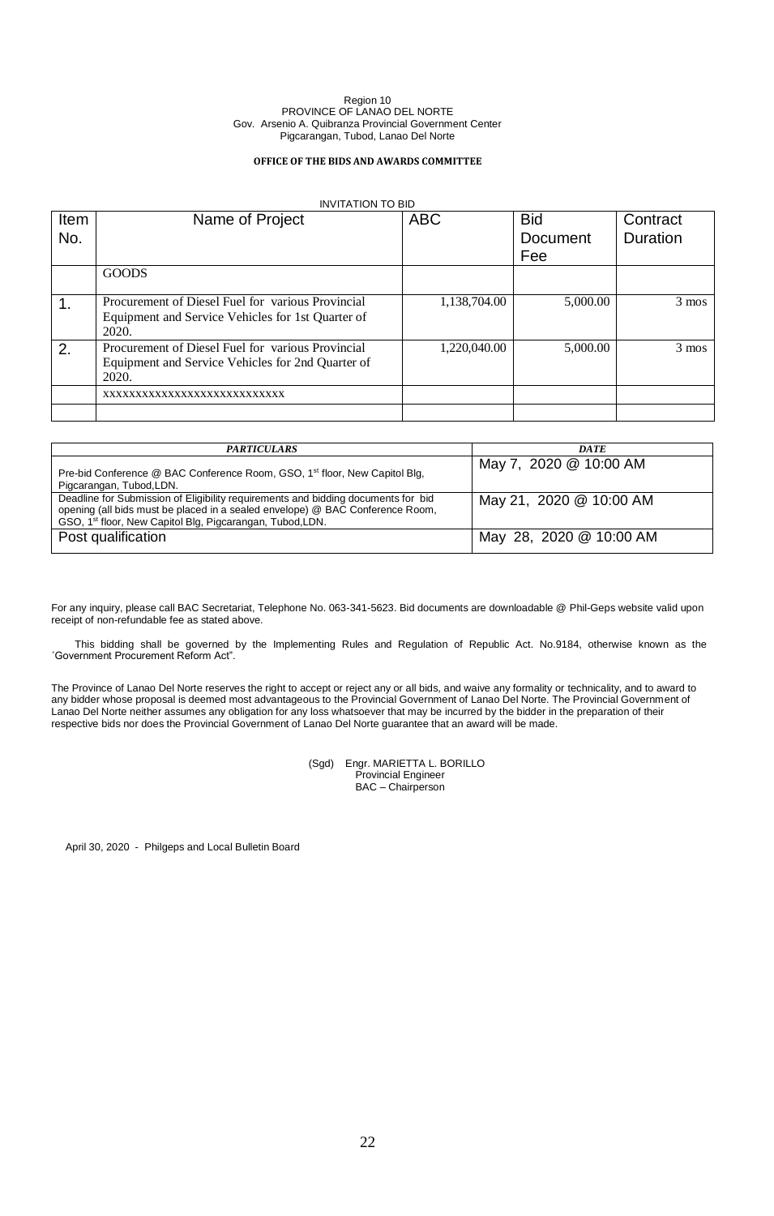Region 10
PROVINCE OF LANAO DEL NORTE
Gov. Arsenio A. Quibranza Provincial Government Center
Pigcarangan, Tubod, Lanao Del Norte

**OFFICE OF THE BIDS AND AWARDS COMMITTEE**

INVITATION TO BID

| Item No. | Name of Project | ABC | Bid Document Fee | Contract Duration |
|---|---|---|---|---|
| | GOODS | | | |
| 1. | Procurement of Diesel Fuel for various Provincial Equipment and Service Vehicles for 1st Quarter of 2020. | 1,138,704.00 | 5,000.00 | 3 mos |
| 2. | Procurement of Diesel Fuel for various Provincial Equipment and Service Vehicles for 2nd Quarter of 2020. | 1,220,040.00 | 5,000.00 | 3 mos |
| | xxxxxxxxxxxxxxxxxxxxxxxxxxxx | | | |
| | | | | |

| *PARTICULARS* | *DATE* |
|---|---|
| Pre-bid Conference @ BAC Conference Room, GSO, 1st floor, New Capitol Blg, Pigcarangan, Tubod,LDN. | May 7, 2020 @ 10:00 AM |
| Deadline for Submission of Eligibility requirements and bidding documents for bid opening (all bids must be placed in a sealed envelope) @ BAC Conference Room, GSO, 1st floor, New Capitol Blg, Pigcarangan, Tubod,LDN. | May 21, 2020 @ 10:00 AM |
| Post qualification | May 28, 2020 @ 10:00 AM |

For any inquiry, please call BAC Secretariat, Telephone No. 063-341-5623. Bid documents are downloadable @ Phil-Geps website valid upon receipt of non-refundable fee as stated above.

This bidding shall be governed by the Implementing Rules and Regulation of Republic Act. No.9184, otherwise known as the ´Government Procurement Reform Act".

The Province of Lanao Del Norte reserves the right to accept or reject any or all bids, and waive any formality or technicality, and to award to any bidder whose proposal is deemed most advantageous to the Provincial Government of Lanao Del Norte. The Provincial Government of Lanao Del Norte neither assumes any obligation for any loss whatsoever that may be incurred by the bidder in the preparation of their respective bids nor does the Provincial Government of Lanao Del Norte guarantee that an award will be made.

(Sgd) Engr. MARIETTA L. BORILLO
Provincial Engineer
BAC – Chairperson

April 30, 2020 - Philgeps and Local Bulletin Board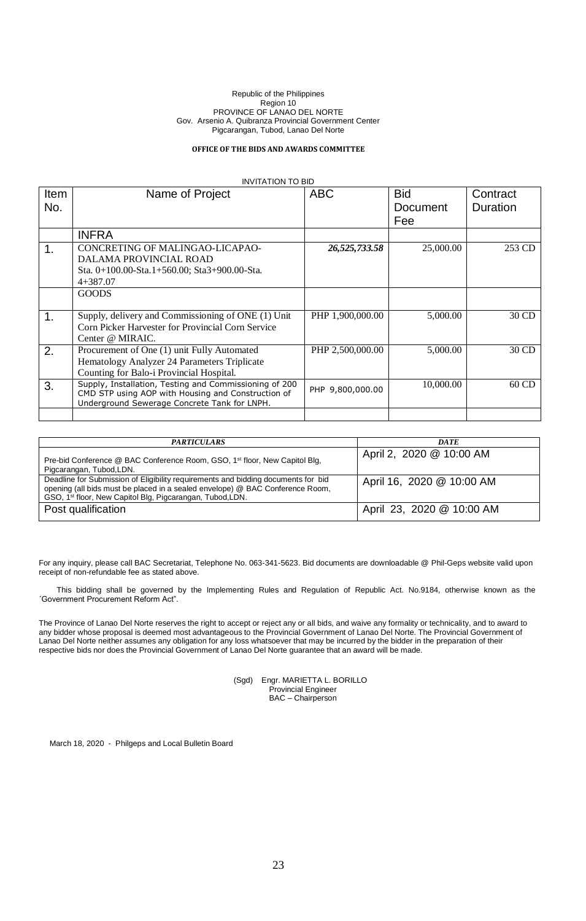Republic of the Philippines
Region 10
PROVINCE OF LANAO DEL NORTE
Gov. Arsenio A. Quibranza Provincial Government Center
Pigcarangan, Tubod, Lanao Del Norte

**OFFICE OF THE BIDS AND AWARDS COMMITTEE**

INVITATION TO BID

| Item No. | Name of Project | ABC | Bid Document Fee | Contract Duration |
|---|---|---|---|---|
| | INFRA | | | |
| 1. | CONCRETING OF MALINGAO-LICAPAO-DALAMA PROVINCIAL ROAD Sta. 0+100.00-Sta.1+560.00; Sta3+900.00-Sta. 4+387.07 | ***26,525,733.58*** | 25,000.00 | 253 CD |
| | GOODS | | | |
| 1. | Supply, delivery and Commissioning of ONE (1) Unit Corn Picker Harvester for Provincial Corn Service Center @ MIRAIC. | PHP 1,900,000.00 | 5,000.00 | 30 CD |
| 2. | Procurement of One (1) unit Fully Automated Hematology Analyzer 24 Parameters Triplicate Counting for Balo-i Provincial Hospital. | PHP 2,500,000.00 | 5,000.00 | 30 CD |
| 3. | Supply, Installation, Testing and Commissioning of 200 CMD STP using AOP with Housing and Construction of Underground Sewerage Concrete Tank for LNPH. | PHP 9,800,000.00 | 10,000.00 | 60 CD |
| | | | | |

| ***PARTICULARS*** | ***DATE*** |
|---|---|
| Pre-bid Conference @ BAC Conference Room, GSO, 1st floor, New Capitol Blg, Pigcarangan, Tubod,LDN. | April 2, 2020 @ 10:00 AM |
| Deadline for Submission of Eligibility requirements and bidding documents for bid opening (all bids must be placed in a sealed envelope) @ BAC Conference Room, GSO, 1st floor, New Capitol Blg, Pigcarangan, Tubod,LDN. | April 16, 2020 @ 10:00 AM |
| Post qualification | April 23, 2020 @ 10:00 AM |

For any inquiry, please call BAC Secretariat, Telephone No. 063-341-5623. Bid documents are downloadable @ Phil-Geps website valid upon receipt of non-refundable fee as stated above.

This bidding shall be governed by the Implementing Rules and Regulation of Republic Act. No.9184, otherwise known as the ´Government Procurement Reform Act".

The Province of Lanao Del Norte reserves the right to accept or reject any or all bids, and waive any formality or technicality, and to award to any bidder whose proposal is deemed most advantageous to the Provincial Government of Lanao Del Norte. The Provincial Government of Lanao Del Norte neither assumes any obligation for any loss whatsoever that may be incurred by the bidder in the preparation of their respective bids nor does the Provincial Government of Lanao Del Norte guarantee that an award will be made.

(Sgd) Engr. MARIETTA L. BORILLO
Provincial Engineer
BAC – Chairperson

March 18, 2020 - Philgeps and Local Bulletin Board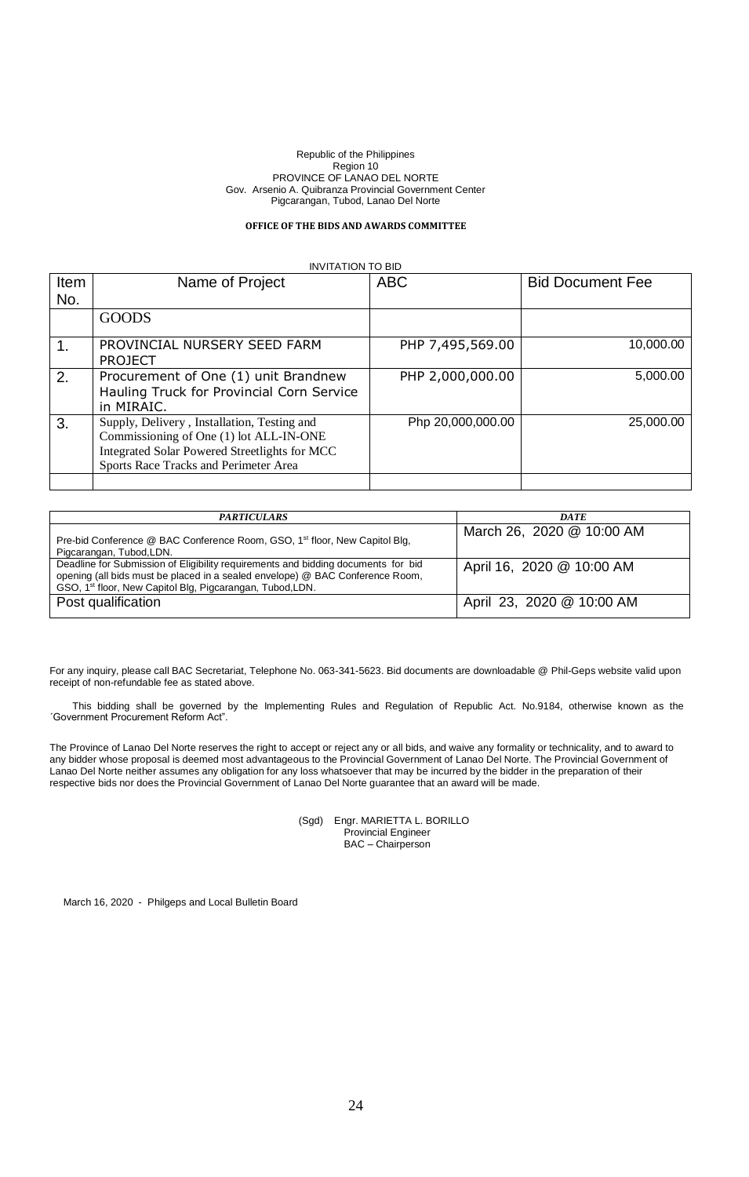Republic of the Philippines
Region 10
PROVINCE OF LANAO DEL NORTE
Gov. Arsenio A. Quibranza Provincial Government Center
Pigcarangan, Tubod, Lanao Del Norte

**OFFICE OF THE BIDS AND AWARDS COMMITTEE**

INVITATION TO BID

| Item No. | Name of Project | ABC | Bid Document Fee |
|---|---|---|---|
| | GOODS | | |
| 1. | PROVINCIAL NURSERY SEED FARM PROJECT | PHP 7,495,569.00 | 10,000.00 |
| 2. | Procurement of One (1) unit Brandnew Hauling Truck for Provincial Corn Service in MIRAIC. | PHP 2,000,000.00 | 5,000.00 |
| 3. | Supply, Delivery , Installation, Testing and Commissioning of One (1) lot ALL-IN-ONE Integrated Solar Powered Streetlights for MCC Sports Race Tracks and Perimeter Area | Php 20,000,000.00 | 25,000.00 |
| | | | |

| *PARTICULARS* | *DATE* |
|---|---|
| Pre-bid Conference @ BAC Conference Room, GSO, 1st floor, New Capitol Blg, Pigcarangan, Tubod,LDN. | March 26, 2020 @ 10:00 AM |
| Deadline for Submission of Eligibility requirements and bidding documents for bid opening (all bids must be placed in a sealed envelope) @ BAC Conference Room, GSO, 1st floor, New Capitol Blg, Pigcarangan, Tubod,LDN. | April 16, 2020 @ 10:00 AM |
| Post qualification | April 23, 2020 @ 10:00 AM |

For any inquiry, please call BAC Secretariat, Telephone No. 063-341-5623. Bid documents are downloadable @ Phil-Geps website valid upon receipt of non-refundable fee as stated above.

This bidding shall be governed by the Implementing Rules and Regulation of Republic Act. No.9184, otherwise known as the ´Government Procurement Reform Act".

The Province of Lanao Del Norte reserves the right to accept or reject any or all bids, and waive any formality or technicality, and to award to any bidder whose proposal is deemed most advantageous to the Provincial Government of Lanao Del Norte. The Provincial Government of Lanao Del Norte neither assumes any obligation for any loss whatsoever that may be incurred by the bidder in the preparation of their respective bids nor does the Provincial Government of Lanao Del Norte guarantee that an award will be made.

(Sgd) Engr. MARIETTA L. BORILLO
Provincial Engineer
BAC – Chairperson

March 16, 2020 - Philgeps and Local Bulletin Board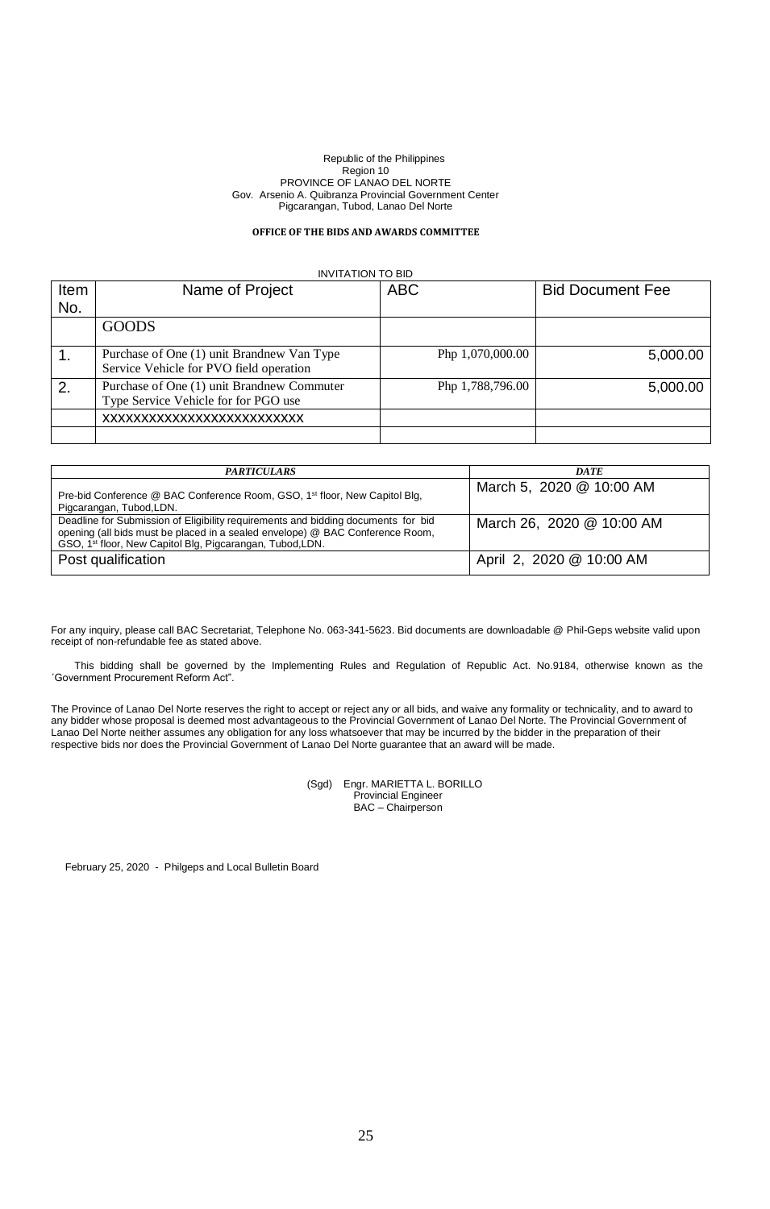Republic of the Philippines
Region 10
PROVINCE OF LANAO DEL NORTE
Gov. Arsenio A. Quibranza Provincial Government Center
Pigcarangan, Tubod, Lanao Del Norte

**OFFICE OF THE BIDS AND AWARDS COMMITTEE**

INVITATION TO BID

| Item No. | Name of Project | ABC | Bid Document Fee |
|---|---|---|---|
| | GOODS | | |
| 1. | Purchase of One (1) unit Brandnew Van Type Service Vehicle for PVO field operation | Php 1,070,000.00 | 5,000.00 |
| 2. | Purchase of One (1) unit Brandnew Commuter Type Service Vehicle for for PGO use | Php 1,788,796.00 | 5,000.00 |
| | xxxxxxxxxxxxxxxxxxxxxxxxx | | |
| | | | |

| ***PARTICULARS*** | ***DATE*** |
|---|---|
| Pre-bid Conference @ BAC Conference Room, GSO, 1st floor, New Capitol Blg, Pigcarangan, Tubod,LDN. | March 5, 2020 @ 10:00 AM |
| Deadline for Submission of Eligibility requirements and bidding documents for bid opening (all bids must be placed in a sealed envelope) @ BAC Conference Room, GSO, 1st floor, New Capitol Blg, Pigcarangan, Tubod,LDN. | March 26, 2020 @ 10:00 AM |
| Post qualification | April 2, 2020 @ 10:00 AM |

For any inquiry, please call BAC Secretariat, Telephone No. 063-341-5623. Bid documents are downloadable @ Phil-Geps website valid upon receipt of non-refundable fee as stated above.

This bidding shall be governed by the Implementing Rules and Regulation of Republic Act. No.9184, otherwise known as the ´Government Procurement Reform Act".

The Province of Lanao Del Norte reserves the right to accept or reject any or all bids, and waive any formality or technicality, and to award to any bidder whose proposal is deemed most advantageous to the Provincial Government of Lanao Del Norte. The Provincial Government of Lanao Del Norte neither assumes any obligation for any loss whatsoever that may be incurred by the bidder in the preparation of their respective bids nor does the Provincial Government of Lanao Del Norte guarantee that an award will be made.

(Sgd) Engr. MARIETTA L. BORILLO
Provincial Engineer
BAC – Chairperson

February 25, 2020 - Philgeps and Local Bulletin Board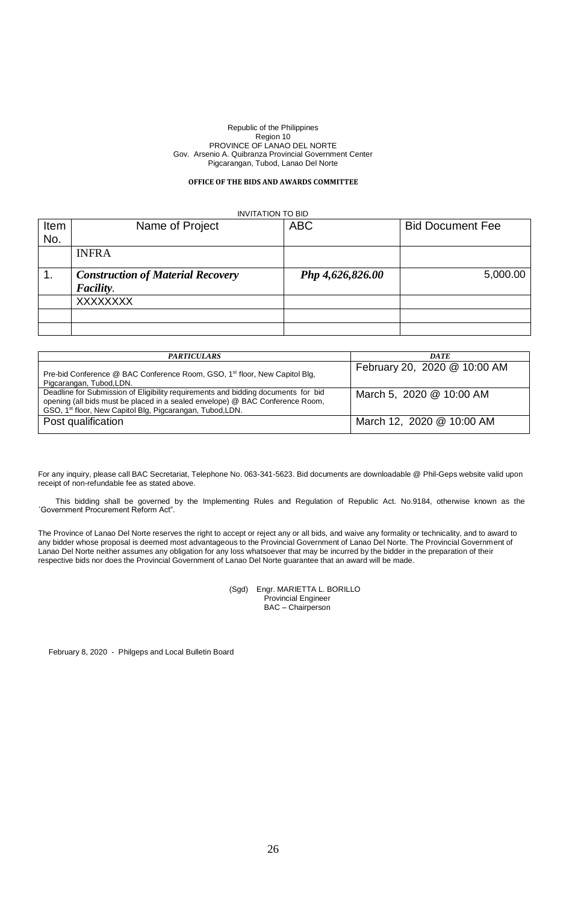Republic of the Philippines
Region 10
PROVINCE OF LANAO DEL NORTE
Gov. Arsenio A. Quibranza Provincial Government Center
Pigcarangan, Tubod, Lanao Del Norte

**OFFICE OF THE BIDS AND AWARDS COMMITTEE**

INVITATION TO BID

| Item No. | Name of Project | ABC | Bid Document Fee |
|---|---|---|---|
| | INFRA | | |
| 1. | ***Construction of Material Recovery Facility.*** | ***Php 4,626,826.00*** | 5,000.00 |
| | XXXXXXXX | | |
| | | | |
| | | | |

| *PARTICULARS* | *DATE* |
|---|---|
| Pre-bid Conference @ BAC Conference Room, GSO, 1st floor, New Capitol Blg, Pigcarangan, Tubod,LDN. | February 20, 2020 @ 10:00 AM |
| Deadline for Submission of Eligibility requirements and bidding documents for bid opening (all bids must be placed in a sealed envelope) @ BAC Conference Room, GSO, 1st floor, New Capitol Blg, Pigcarangan, Tubod,LDN. | March 5, 2020 @ 10:00 AM |
| Post qualification | March 12, 2020 @ 10:00 AM |

For any inquiry, please call BAC Secretariat, Telephone No. 063-341-5623. Bid documents are downloadable @ Phil-Geps website valid upon receipt of non-refundable fee as stated above.

This bidding shall be governed by the Implementing Rules and Regulation of Republic Act. No.9184, otherwise known as the ´Government Procurement Reform Act".

The Province of Lanao Del Norte reserves the right to accept or reject any or all bids, and waive any formality or technicality, and to award to any bidder whose proposal is deemed most advantageous to the Provincial Government of Lanao Del Norte. The Provincial Government of Lanao Del Norte neither assumes any obligation for any loss whatsoever that may be incurred by the bidder in the preparation of their respective bids nor does the Provincial Government of Lanao Del Norte guarantee that an award will be made.

(Sgd) Engr. MARIETTA L. BORILLO
Provincial Engineer
BAC – Chairperson

February 8, 2020 - Philgeps and Local Bulletin Board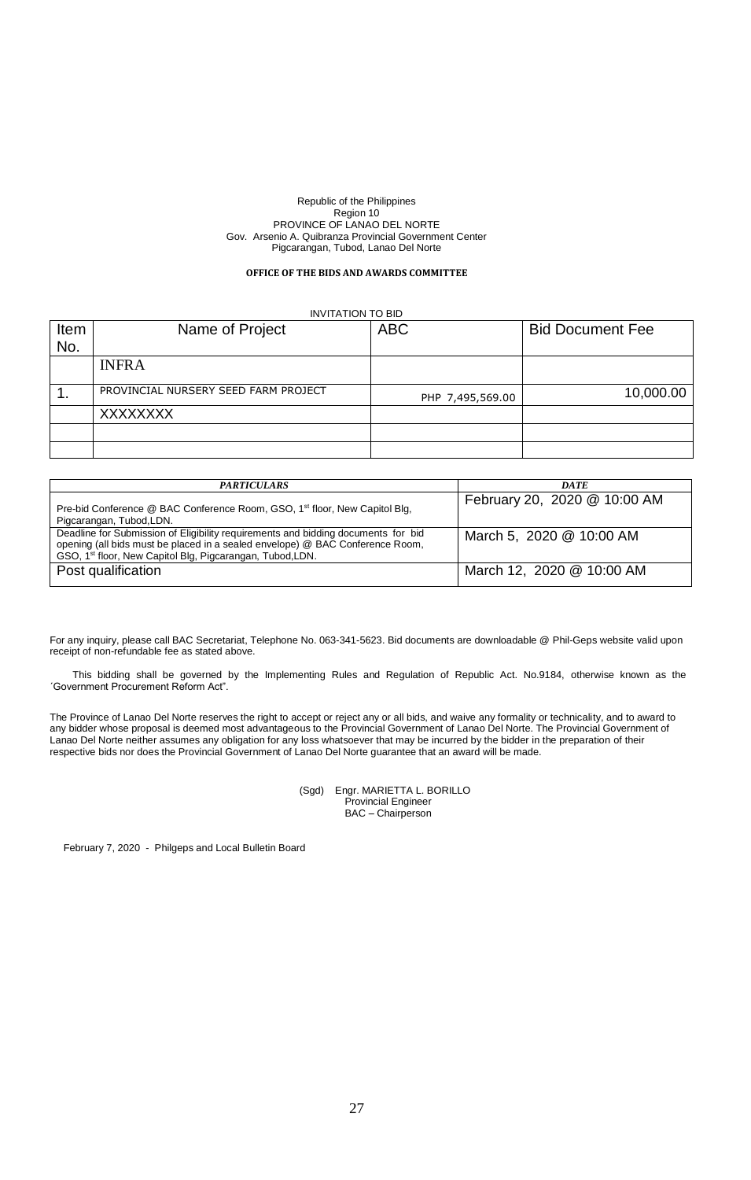Republic of the Philippines
Region 10
PROVINCE OF LANAO DEL NORTE
Gov. Arsenio A. Quibranza Provincial Government Center
Pigcarangan, Tubod, Lanao Del Norte

**OFFICE OF THE BIDS AND AWARDS COMMITTEE**

INVITATION TO BID

| Item No. | Name of Project | ABC | Bid Document Fee |
|---|---|---|---|
| | INFRA | | |
| 1. | PROVINCIAL NURSERY SEED FARM PROJECT | PHP 7,495,569.00 | 10,000.00 |
| | XXXXXXXX | | |
| | | | |
| | | | |

| ***PARTICULARS*** | ***DATE*** |
|---|---|
| Pre-bid Conference @ BAC Conference Room, GSO, 1st floor, New Capitol Blg, Pigcarangan, Tubod,LDN. | February 20, 2020 @ 10:00 AM |
| Deadline for Submission of Eligibility requirements and bidding documents for bid opening (all bids must be placed in a sealed envelope) @ BAC Conference Room, GSO, 1st floor, New Capitol Blg, Pigcarangan, Tubod,LDN. | March 5, 2020 @ 10:00 AM |
| Post qualification | March 12, 2020 @ 10:00 AM |

For any inquiry, please call BAC Secretariat, Telephone No. 063-341-5623. Bid documents are downloadable @ Phil-Geps website valid upon receipt of non-refundable fee as stated above.

This bidding shall be governed by the Implementing Rules and Regulation of Republic Act. No.9184, otherwise known as the ´Government Procurement Reform Act".

The Province of Lanao Del Norte reserves the right to accept or reject any or all bids, and waive any formality or technicality, and to award to any bidder whose proposal is deemed most advantageous to the Provincial Government of Lanao Del Norte. The Provincial Government of Lanao Del Norte neither assumes any obligation for any loss whatsoever that may be incurred by the bidder in the preparation of their respective bids nor does the Provincial Government of Lanao Del Norte guarantee that an award will be made.

(Sgd) Engr. MARIETTA L. BORILLO
Provincial Engineer
BAC – Chairperson

February 7, 2020 - Philgeps and Local Bulletin Board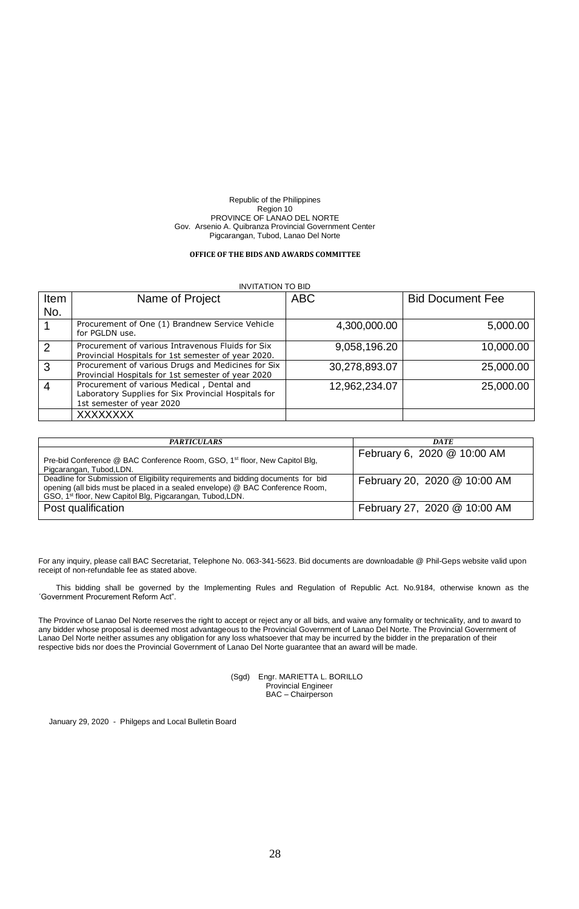Republic of the Philippines
Region 10
PROVINCE OF LANAO DEL NORTE
Gov. Arsenio A. Quibranza Provincial Government Center
Pigcarangan, Tubod, Lanao Del Norte

**OFFICE OF THE BIDS AND AWARDS COMMITTEE**

INVITATION TO BID

| Item No. | Name of Project | ABC | Bid Document Fee |
|---|---|---|---|
| 1 | Procurement of One (1) Brandnew Service Vehicle for PGLDN use. | 4,300,000.00 | 5,000.00 |
| 2 | Procurement of various Intravenous Fluids for Six Provincial Hospitals for 1st semester of year 2020. | 9,058,196.20 | 10,000.00 |
| 3 | Procurement of various Drugs and Medicines for Six Provincial Hospitals for 1st semester of year 2020 | 30,278,893.07 | 25,000.00 |
| 4 | Procurement of various Medical , Dental and Laboratory Supplies for Six Provincial Hospitals for 1st semester of year 2020 | 12,962,234.07 | 25,000.00 |
| | XXXXXXXX | | |

| *PARTICULARS* | *DATE* |
|---|---|
| Pre-bid Conference @ BAC Conference Room, GSO, 1st floor, New Capitol Blg, Pigcarangan, Tubod,LDN. | February 6, 2020 @ 10:00 AM |
| Deadline for Submission of Eligibility requirements and bidding documents for bid opening (all bids must be placed in a sealed envelope) @ BAC Conference Room, GSO, 1st floor, New Capitol Blg, Pigcarangan, Tubod,LDN. | February 20, 2020 @ 10:00 AM |
| Post qualification | February 27, 2020 @ 10:00 AM |

For any inquiry, please call BAC Secretariat, Telephone No. 063-341-5623. Bid documents are downloadable @ Phil-Geps website valid upon receipt of non-refundable fee as stated above.

This bidding shall be governed by the Implementing Rules and Regulation of Republic Act. No.9184, otherwise known as the ´Government Procurement Reform Act".

The Province of Lanao Del Norte reserves the right to accept or reject any or all bids, and waive any formality or technicality, and to award to any bidder whose proposal is deemed most advantageous to the Provincial Government of Lanao Del Norte. The Provincial Government of Lanao Del Norte neither assumes any obligation for any loss whatsoever that may be incurred by the bidder in the preparation of their respective bids nor does the Provincial Government of Lanao Del Norte guarantee that an award will be made.

(Sgd) Engr. MARIETTA L. BORILLO
Provincial Engineer
BAC – Chairperson

January 29, 2020 - Philgeps and Local Bulletin Board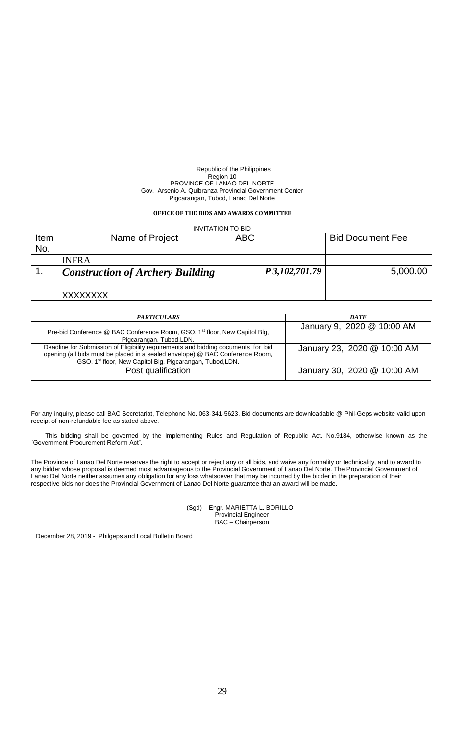Republic of the Philippines
Region 10
PROVINCE OF LANAO DEL NORTE
Gov. Arsenio A. Quibranza Provincial Government Center
Pigcarangan, Tubod, Lanao Del Norte

**OFFICE OF THE BIDS AND AWARDS COMMITTEE**

INVITATION TO BID

| Item No. | Name of Project | ABC | Bid Document Fee |
|---|---|---|---|
| | INFRA | | |
| 1. | ***Construction of Archery Building*** | ***P 3,102,701.79*** | 5,000.00 |
| | | | |
| | XXXXXXXX | | |

| ***PARTICULARS*** | ***DATE*** |
|---|---|
| Pre-bid Conference @ BAC Conference Room, GSO, 1st floor, New Capitol Blg, Pigcarangan, Tubod,LDN. | January 9, 2020 @ 10:00 AM |
| Deadline for Submission of Eligibility requirements and bidding documents for bid opening (all bids must be placed in a sealed envelope) @ BAC Conference Room, GSO, 1st floor, New Capitol Blg, Pigcarangan, Tubod,LDN. | January 23, 2020 @ 10:00 AM |
| Post qualification | January 30, 2020 @ 10:00 AM |

For any inquiry, please call BAC Secretariat, Telephone No. 063-341-5623. Bid documents are downloadable @ Phil-Geps website valid upon receipt of non-refundable fee as stated above.

This bidding shall be governed by the Implementing Rules and Regulation of Republic Act. No.9184, otherwise known as the ´Government Procurement Reform Act".

The Province of Lanao Del Norte reserves the right to accept or reject any or all bids, and waive any formality or technicality, and to award to any bidder whose proposal is deemed most advantageous to the Provincial Government of Lanao Del Norte. The Provincial Government of Lanao Del Norte neither assumes any obligation for any loss whatsoever that may be incurred by the bidder in the preparation of their respective bids nor does the Provincial Government of Lanao Del Norte guarantee that an award will be made.

(Sgd) Engr. MARIETTA L. BORILLO
Provincial Engineer
BAC – Chairperson

December 28, 2019 - Philgeps and Local Bulletin Board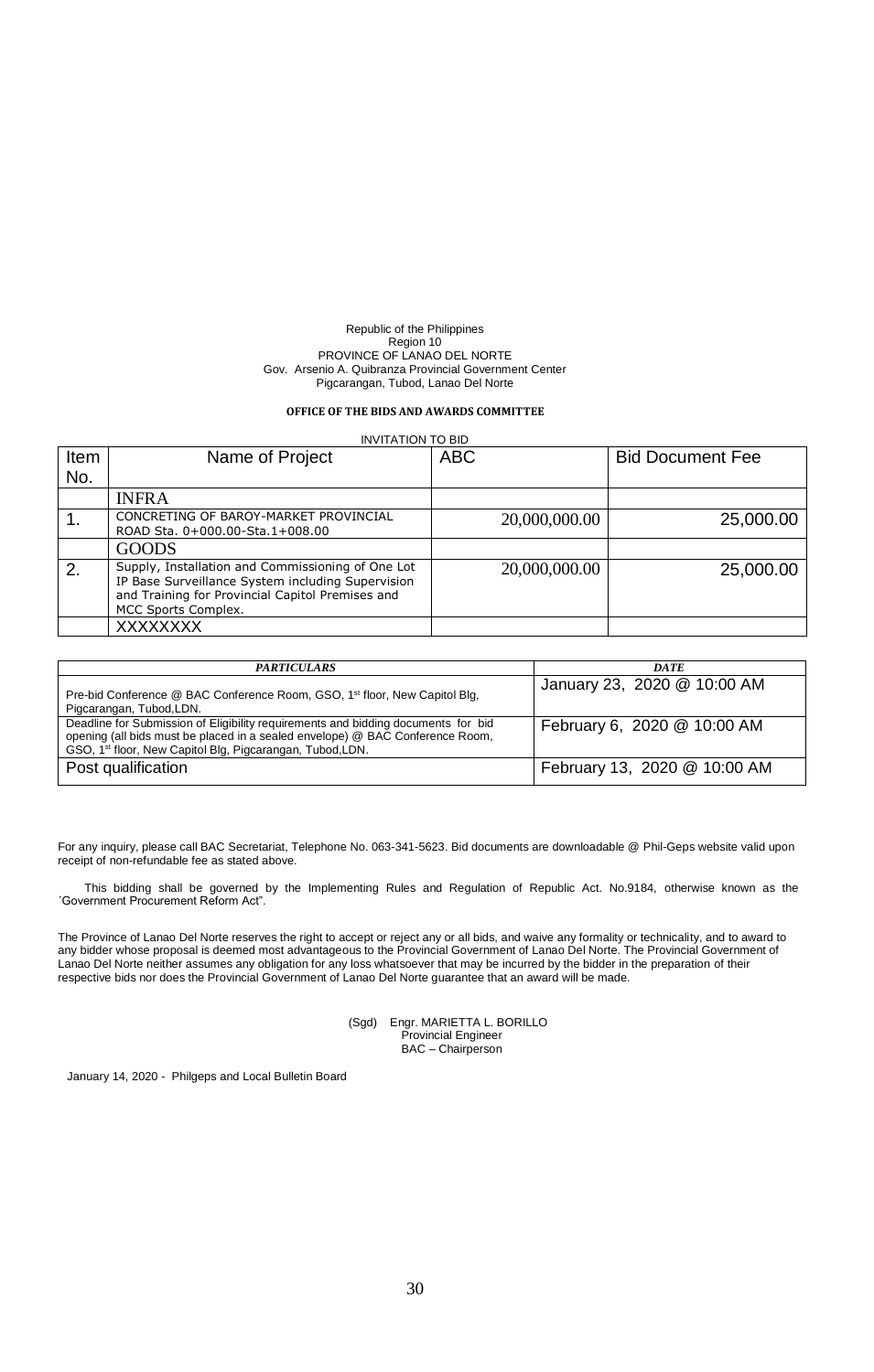Republic of the Philippines
Region 10
PROVINCE OF LANAO DEL NORTE
Gov. Arsenio A. Quibranza Provincial Government Center
Pigcarangan, Tubod, Lanao Del Norte

**OFFICE OF THE BIDS AND AWARDS COMMITTEE**

INVITATION TO BID

| Item No. | Name of Project | ABC | Bid Document Fee |
|---|---|---|---|
| | INFRA | | |
| 1. | CONCRETING OF BAROY-MARKET PROVINCIAL ROAD Sta. 0+000.00-Sta.1+008.00 | 20,000,000.00 | 25,000.00 |
| | GOODS | | |
| 2. | Supply, Installation and Commissioning of One Lot IP Base Surveillance System including Supervision and Training for Provincial Capitol Premises and MCC Sports Complex. | 20,000,000.00 | 25,000.00 |
| | XXXXXXXX | | |

| *PARTICULARS* | *DATE* |
|---|---|
| Pre-bid Conference @ BAC Conference Room, GSO, 1st floor, New Capitol Blg, Pigcarangan, Tubod,LDN. | January 23, 2020 @ 10:00 AM |
| Deadline for Submission of Eligibility requirements and bidding documents for bid opening (all bids must be placed in a sealed envelope) @ BAC Conference Room, GSO, 1st floor, New Capitol Blg, Pigcarangan, Tubod,LDN. | February 6, 2020 @ 10:00 AM |
| Post qualification | February 13, 2020 @ 10:00 AM |

For any inquiry, please call BAC Secretariat, Telephone No. 063-341-5623. Bid documents are downloadable @ Phil-Geps website valid upon receipt of non-refundable fee as stated above.

This bidding shall be governed by the Implementing Rules and Regulation of Republic Act. No.9184, otherwise known as the ´Government Procurement Reform Act".

The Province of Lanao Del Norte reserves the right to accept or reject any or all bids, and waive any formality or technicality, and to award to any bidder whose proposal is deemed most advantageous to the Provincial Government of Lanao Del Norte. The Provincial Government of Lanao Del Norte neither assumes any obligation for any loss whatsoever that may be incurred by the bidder in the preparation of their respective bids nor does the Provincial Government of Lanao Del Norte guarantee that an award will be made.

(Sgd) Engr. MARIETTA L. BORILLO
Provincial Engineer
BAC – Chairperson

January 14, 2020 - Philgeps and Local Bulletin Board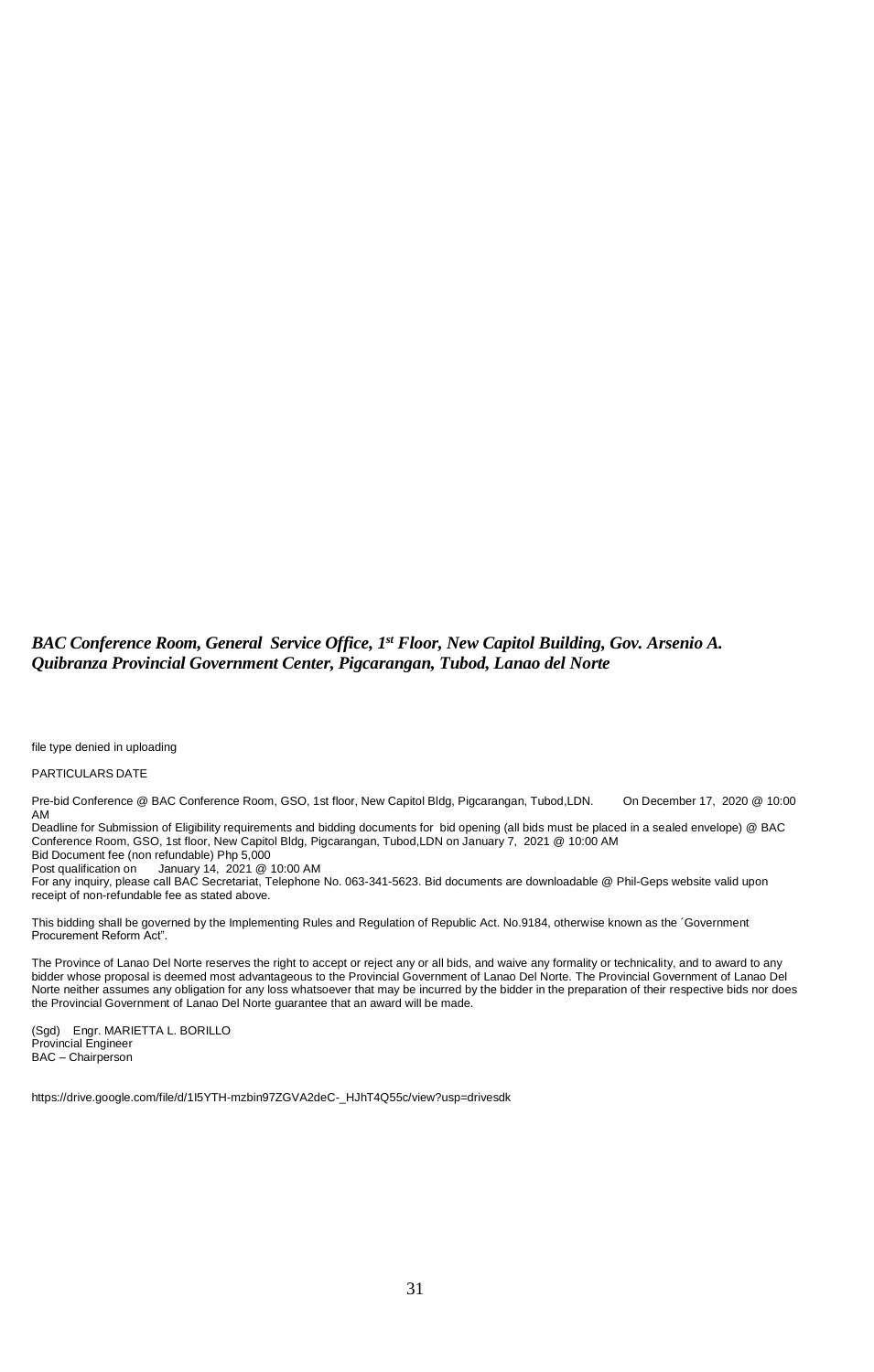***BAC Conference Room, General Service Office, 1st Floor, New Capitol Building, Gov. Arsenio A. Quibranza Provincial Government Center, Pigcarangan, Tubod, Lanao del Norte***

file type denied in uploading

PARTICULARS DATE

Pre-bid Conference @ BAC Conference Room, GSO, 1st floor, New Capitol Bldg, Pigcarangan, Tubod,LDN. On December 17, 2020 @ 10:00 AM

Deadline for Submission of Eligibility requirements and bidding documents for bid opening (all bids must be placed in a sealed envelope) @ BAC Conference Room, GSO, 1st floor, New Capitol Bldg, Pigcarangan, Tubod,LDN on January 7, 2021 @ 10:00 AM

Bid Document fee (non refundable) Php 5,000

Post qualification on January 14, 2021 @ 10:00 AM

For any inquiry, please call BAC Secretariat, Telephone No. 063-341-5623. Bid documents are downloadable @ Phil-Geps website valid upon receipt of non-refundable fee as stated above.

This bidding shall be governed by the Implementing Rules and Regulation of Republic Act. No.9184, otherwise known as the ´Government Procurement Reform Act".

The Province of Lanao Del Norte reserves the right to accept or reject any or all bids, and waive any formality or technicality, and to award to any bidder whose proposal is deemed most advantageous to the Provincial Government of Lanao Del Norte. The Provincial Government of Lanao Del Norte neither assumes any obligation for any loss whatsoever that may be incurred by the bidder in the preparation of their respective bids nor does the Provincial Government of Lanao Del Norte guarantee that an award will be made.

(Sgd) Engr. MARIETTA L. BORILLO
Provincial Engineer
BAC – Chairperson

https://drive.google.com/file/d/1l5YTH-mzbin97ZGVA2deC-_HJhT4Q55c/view?usp=drivesdk